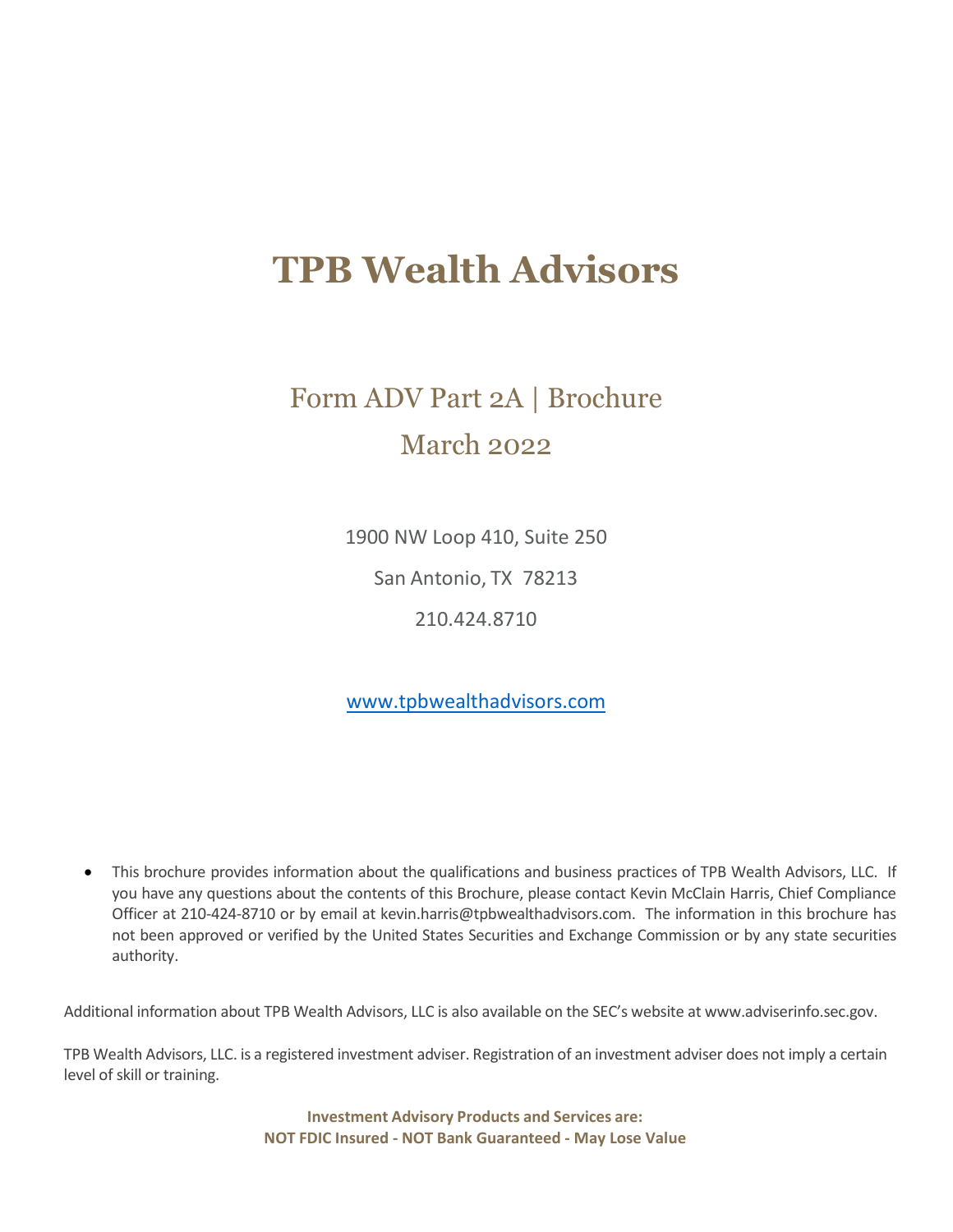# TPB Wealth Advisors

## Form ADV Part 2A | Brochure

## March 2022

1900 NW Loop 410, Suite 250

San Antonio, TX 78213

210.424.8710

www.tpbwealthadvisors.com

- This brochure provides information about the qualifications and business practices of TPB Wealth Advisors, LLC. If you have any questions about the contents of this Brochure, please contact Kevin McClain Harris, Chief Compliance Officer at 210-424-8710 or by email at kevin.harris@tpbwealthadvisors.com. The information in this brochure has not been approved or verified by the United States Securities and Exchange Commission or by any state securities authority.

Additional information about TPB Wealth Advisors, LLC is also available on the SEC's website at www.adviserinfo.sec.gov.

TPB Wealth Advisors, LLC. is a registered investment adviser. Registration of an investment adviser does not imply a certain level of skill or training.

**Investment Advisory Products and Services are:**
**NOT FDIC Insured - NOT Bank Guaranteed - May Lose Value**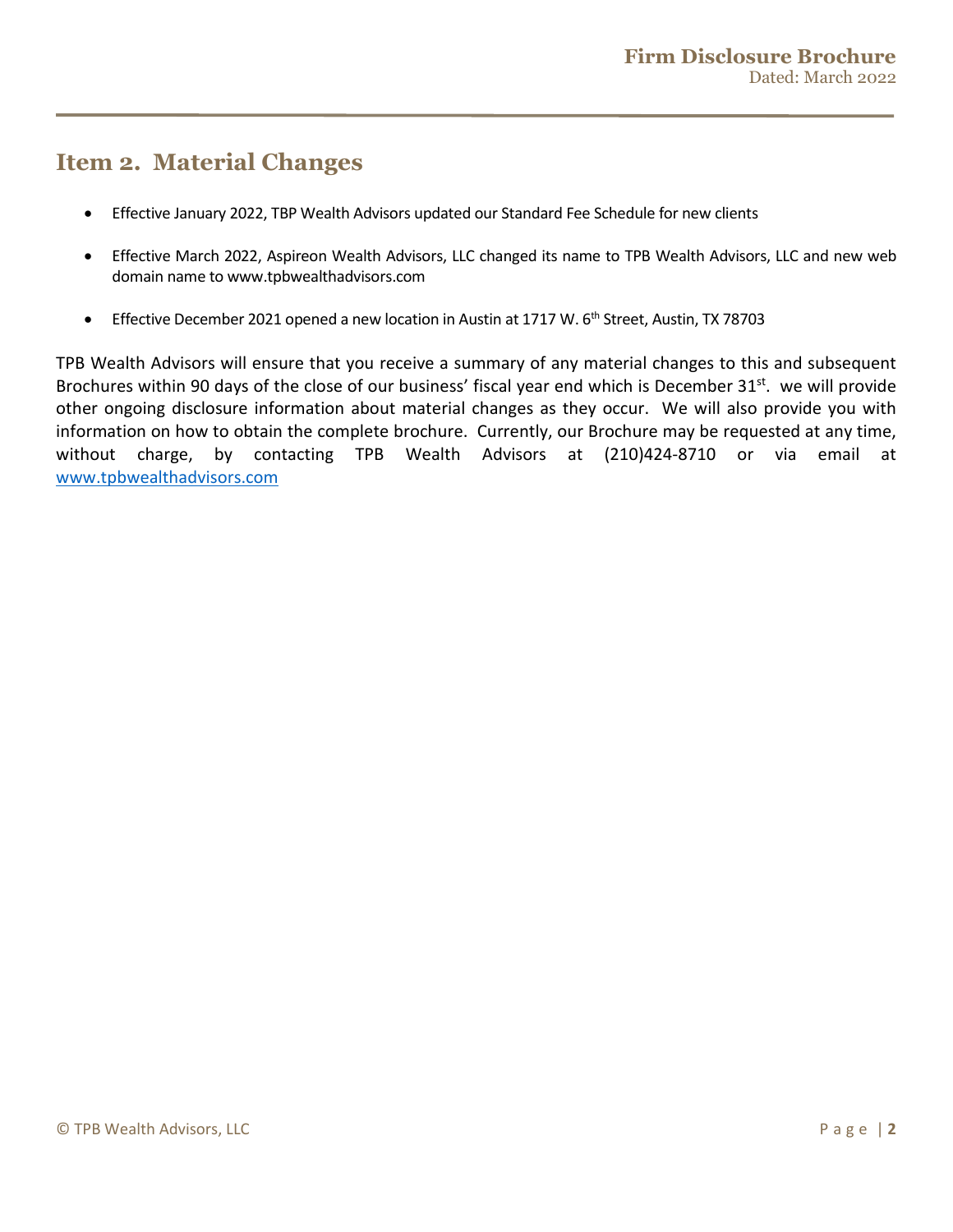## Item 2. Material Changes

- Effective January 2022, TBP Wealth Advisors updated our Standard Fee Schedule for new clients
- Effective March 2022, Aspireon Wealth Advisors, LLC changed its name to TPB Wealth Advisors, LLC and new web domain name to www.tpbwealthadvisors.com
- Effective December 2021 opened a new location in Austin at 1717 W. 6th Street, Austin, TX 78703

TPB Wealth Advisors will ensure that you receive a summary of any material changes to this and subsequent Brochures within 90 days of the close of our business' fiscal year end which is December 31st. we will provide other ongoing disclosure information about material changes as they occur. We will also provide you with information on how to obtain the complete brochure. Currently, our Brochure may be requested at any time, without charge, by contacting TPB Wealth Advisors at (210)424-8710 or via email at www.tpbwealthadvisors.com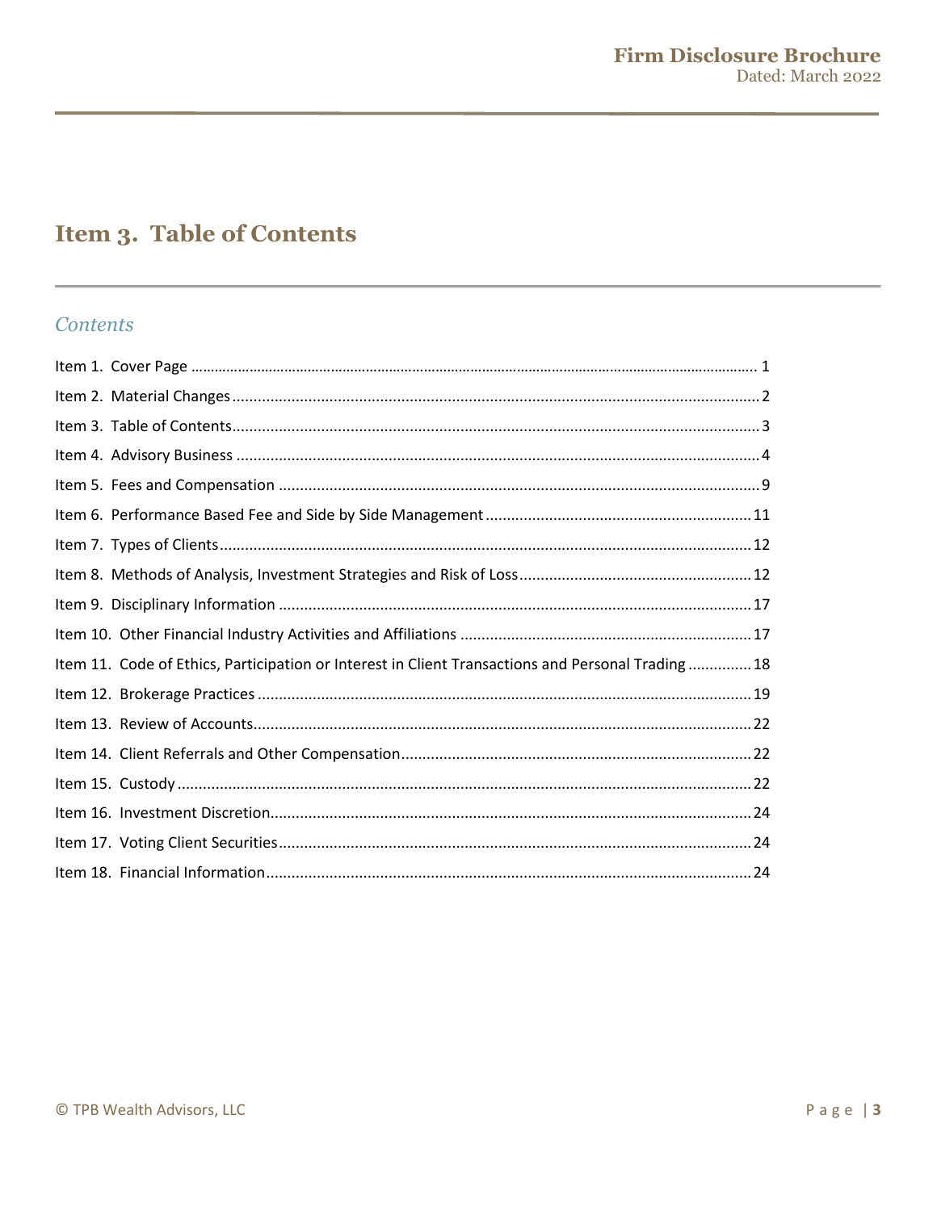# Item 3. Table of Contents

## *Contents*

Item 1. Cover Page ........................................................................................................................ 1
Item 2. Material Changes ............................................................................................................... 2
Item 3. Table of Contents ............................................................................................................... 3
Item 4. Advisory Business .............................................................................................................. 4
Item 5. Fees and Compensation .................................................................................................... 9
Item 6. Performance Based Fee and Side by Side Management ................................................. 11
Item 7. Types of Clients ................................................................................................................ 12
Item 8. Methods of Analysis, Investment Strategies and Risk of Loss ......................................... 12
Item 9. Disciplinary Information .................................................................................................. 17
Item 10. Other Financial Industry Activities and Affiliations ....................................................... 17
Item 11. Code of Ethics, Participation or Interest in Client Transactions and Personal Trading ............... 18
Item 12. Brokerage Practices ........................................................................................................ 19
Item 13. Review of Accounts ........................................................................................................ 22
Item 14. Client Referrals and Other Compensation ..................................................................... 22
Item 15. Custody ........................................................................................................................... 22
Item 16. Investment Discretion .................................................................................................... 24
Item 17. Voting Client Securities .................................................................................................. 24
Item 18. Financial Information ..................................................................................................... 24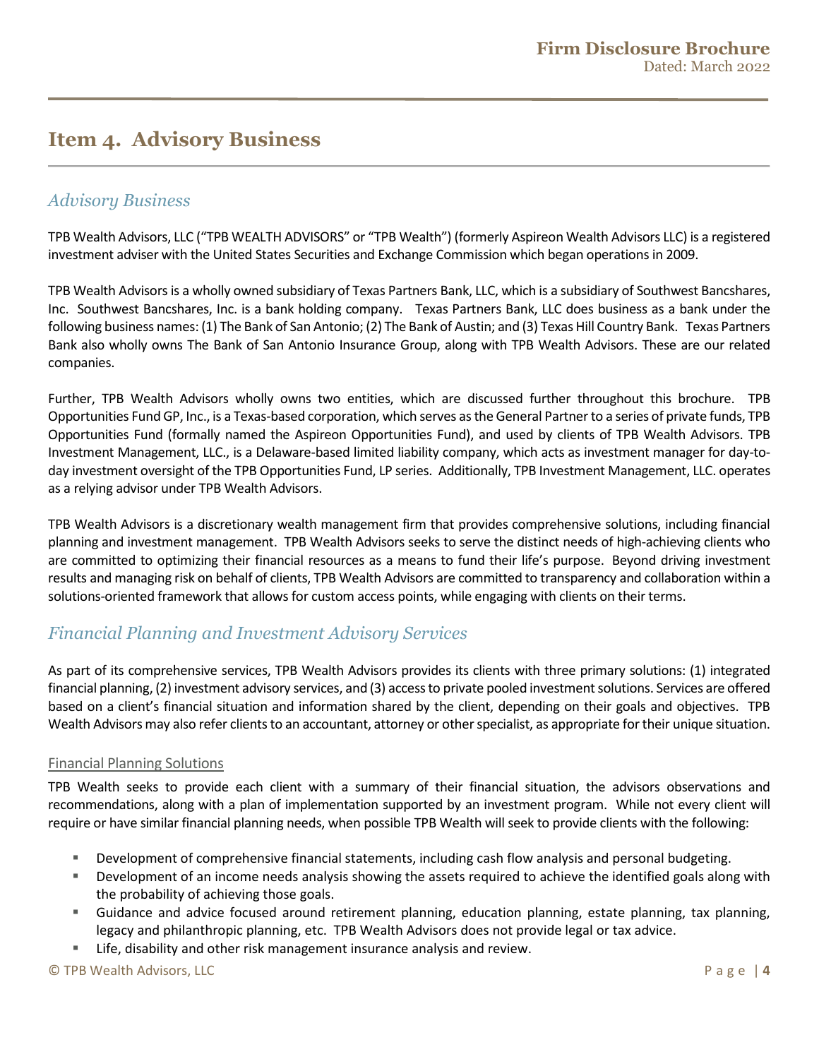## Item 4. Advisory Business

### *Advisory Business*

TPB Wealth Advisors, LLC ("TPB WEALTH ADVISORS" or "TPB Wealth") (formerly Aspireon Wealth Advisors LLC) is a registered investment adviser with the United States Securities and Exchange Commission which began operations in 2009.

TPB Wealth Advisors is a wholly owned subsidiary of Texas Partners Bank, LLC, which is a subsidiary of Southwest Bancshares, Inc. Southwest Bancshares, Inc. is a bank holding company. Texas Partners Bank, LLC does business as a bank under the following business names: (1) The Bank of San Antonio; (2) The Bank of Austin; and (3) Texas Hill Country Bank. Texas Partners Bank also wholly owns The Bank of San Antonio Insurance Group, along with TPB Wealth Advisors. These are our related companies.

Further, TPB Wealth Advisors wholly owns two entities, which are discussed further throughout this brochure. TPB Opportunities Fund GP, Inc., is a Texas-based corporation, which serves as the General Partner to a series of private funds, TPB Opportunities Fund (formally named the Aspireon Opportunities Fund), and used by clients of TPB Wealth Advisors. TPB Investment Management, LLC., is a Delaware-based limited liability company, which acts as investment manager for day-to-day investment oversight of the TPB Opportunities Fund, LP series. Additionally, TPB Investment Management, LLC. operates as a relying advisor under TPB Wealth Advisors.

TPB Wealth Advisors is a discretionary wealth management firm that provides comprehensive solutions, including financial planning and investment management. TPB Wealth Advisors seeks to serve the distinct needs of high-achieving clients who are committed to optimizing their financial resources as a means to fund their life's purpose. Beyond driving investment results and managing risk on behalf of clients, TPB Wealth Advisors are committed to transparency and collaboration within a solutions-oriented framework that allows for custom access points, while engaging with clients on their terms.

### *Financial Planning and Investment Advisory Services*

As part of its comprehensive services, TPB Wealth Advisors provides its clients with three primary solutions: (1) integrated financial planning, (2) investment advisory services, and (3) access to private pooled investment solutions. Services are offered based on a client's financial situation and information shared by the client, depending on their goals and objectives. TPB Wealth Advisors may also refer clients to an accountant, attorney or other specialist, as appropriate for their unique situation.

#### Financial Planning Solutions

TPB Wealth seeks to provide each client with a summary of their financial situation, the advisors observations and recommendations, along with a plan of implementation supported by an investment program. While not every client will require or have similar financial planning needs, when possible TPB Wealth will seek to provide clients with the following:

- Development of comprehensive financial statements, including cash flow analysis and personal budgeting.
- Development of an income needs analysis showing the assets required to achieve the identified goals along with the probability of achieving those goals.
- Guidance and advice focused around retirement planning, education planning, estate planning, tax planning, legacy and philanthropic planning, etc. TPB Wealth Advisors does not provide legal or tax advice.
- Life, disability and other risk management insurance analysis and review.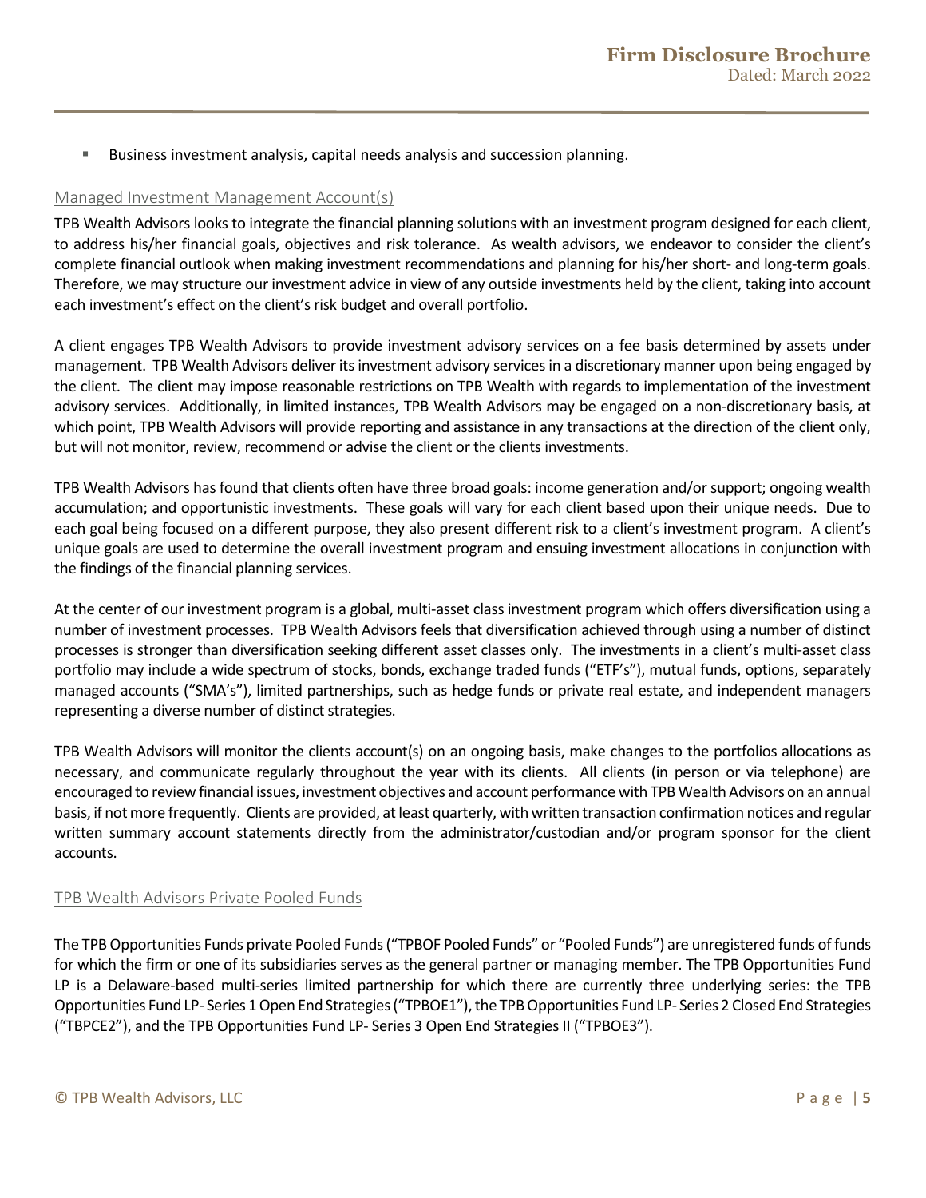- Business investment analysis, capital needs analysis and succession planning.

## Managed Investment Management Account(s)

TPB Wealth Advisors looks to integrate the financial planning solutions with an investment program designed for each client, to address his/her financial goals, objectives and risk tolerance. As wealth advisors, we endeavor to consider the client's complete financial outlook when making investment recommendations and planning for his/her short- and long-term goals. Therefore, we may structure our investment advice in view of any outside investments held by the client, taking into account each investment's effect on the client's risk budget and overall portfolio.

A client engages TPB Wealth Advisors to provide investment advisory services on a fee basis determined by assets under management. TPB Wealth Advisors deliver its investment advisory services in a discretionary manner upon being engaged by the client. The client may impose reasonable restrictions on TPB Wealth with regards to implementation of the investment advisory services. Additionally, in limited instances, TPB Wealth Advisors may be engaged on a non-discretionary basis, at which point, TPB Wealth Advisors will provide reporting and assistance in any transactions at the direction of the client only, but will not monitor, review, recommend or advise the client or the clients investments.

TPB Wealth Advisors has found that clients often have three broad goals: income generation and/or support; ongoing wealth accumulation; and opportunistic investments. These goals will vary for each client based upon their unique needs. Due to each goal being focused on a different purpose, they also present different risk to a client's investment program. A client's unique goals are used to determine the overall investment program and ensuing investment allocations in conjunction with the findings of the financial planning services.

At the center of our investment program is a global, multi-asset class investment program which offers diversification using a number of investment processes. TPB Wealth Advisors feels that diversification achieved through using a number of distinct processes is stronger than diversification seeking different asset classes only. The investments in a client's multi-asset class portfolio may include a wide spectrum of stocks, bonds, exchange traded funds ("ETF's"), mutual funds, options, separately managed accounts ("SMA's"), limited partnerships, such as hedge funds or private real estate, and independent managers representing a diverse number of distinct strategies.

TPB Wealth Advisors will monitor the clients account(s) on an ongoing basis, make changes to the portfolios allocations as necessary, and communicate regularly throughout the year with its clients. All clients (in person or via telephone) are encouraged to review financial issues, investment objectives and account performance with TPB Wealth Advisors on an annual basis, if not more frequently. Clients are provided, at least quarterly, with written transaction confirmation notices and regular written summary account statements directly from the administrator/custodian and/or program sponsor for the client accounts.

## TPB Wealth Advisors Private Pooled Funds

The TPB Opportunities Funds private Pooled Funds ("TPBOF Pooled Funds" or "Pooled Funds") are unregistered funds of funds for which the firm or one of its subsidiaries serves as the general partner or managing member. The TPB Opportunities Fund LP is a Delaware-based multi-series limited partnership for which there are currently three underlying series: the TPB Opportunities Fund LP- Series 1 Open End Strategies ("TPBOE1"), the TPB Opportunities Fund LP- Series 2 Closed End Strategies ("TBPCE2"), and the TPB Opportunities Fund LP- Series 3 Open End Strategies II ("TPBOE3").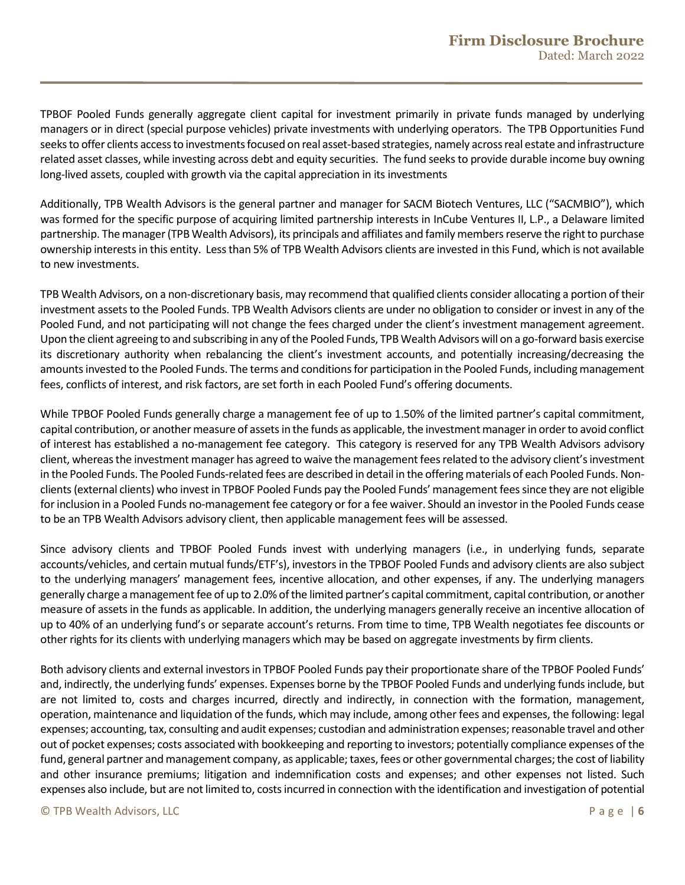TPBOF Pooled Funds generally aggregate client capital for investment primarily in private funds managed by underlying managers or in direct (special purpose vehicles) private investments with underlying operators. The TPB Opportunities Fund seeks to offer clients access to investments focused on real asset-based strategies, namely across real estate and infrastructure related asset classes, while investing across debt and equity securities. The fund seeks to provide durable income buy owning long-lived assets, coupled with growth via the capital appreciation in its investments

Additionally, TPB Wealth Advisors is the general partner and manager for SACM Biotech Ventures, LLC ("SACMBIO"), which was formed for the specific purpose of acquiring limited partnership interests in InCube Ventures II, L.P., a Delaware limited partnership. The manager (TPB Wealth Advisors), its principals and affiliates and family members reserve the right to purchase ownership interests in this entity. Less than 5% of TPB Wealth Advisors clients are invested in this Fund, which is not available to new investments.

TPB Wealth Advisors, on a non-discretionary basis, may recommend that qualified clients consider allocating a portion of their investment assets to the Pooled Funds. TPB Wealth Advisors clients are under no obligation to consider or invest in any of the Pooled Fund, and not participating will not change the fees charged under the client's investment management agreement. Upon the client agreeing to and subscribing in any of the Pooled Funds, TPB Wealth Advisors will on a go-forward basis exercise its discretionary authority when rebalancing the client's investment accounts, and potentially increasing/decreasing the amounts invested to the Pooled Funds. The terms and conditions for participation in the Pooled Funds, including management fees, conflicts of interest, and risk factors, are set forth in each Pooled Fund's offering documents.

While TPBOF Pooled Funds generally charge a management fee of up to 1.50% of the limited partner's capital commitment, capital contribution, or another measure of assets in the funds as applicable, the investment manager in order to avoid conflict of interest has established a no-management fee category. This category is reserved for any TPB Wealth Advisors advisory client, whereas the investment manager has agreed to waive the management fees related to the advisory client's investment in the Pooled Funds. The Pooled Funds-related fees are described in detail in the offering materials of each Pooled Funds. Non-clients (external clients) who invest in TPBOF Pooled Funds pay the Pooled Funds' management fees since they are not eligible for inclusion in a Pooled Funds no-management fee category or for a fee waiver. Should an investor in the Pooled Funds cease to be an TPB Wealth Advisors advisory client, then applicable management fees will be assessed.

Since advisory clients and TPBOF Pooled Funds invest with underlying managers (i.e., in underlying funds, separate accounts/vehicles, and certain mutual funds/ETF's), investors in the TPBOF Pooled Funds and advisory clients are also subject to the underlying managers' management fees, incentive allocation, and other expenses, if any. The underlying managers generally charge a management fee of up to 2.0% of the limited partner's capital commitment, capital contribution, or another measure of assets in the funds as applicable. In addition, the underlying managers generally receive an incentive allocation of up to 40% of an underlying fund's or separate account's returns. From time to time, TPB Wealth negotiates fee discounts or other rights for its clients with underlying managers which may be based on aggregate investments by firm clients.

Both advisory clients and external investors in TPBOF Pooled Funds pay their proportionate share of the TPBOF Pooled Funds' and, indirectly, the underlying funds' expenses. Expenses borne by the TPBOF Pooled Funds and underlying funds include, but are not limited to, costs and charges incurred, directly and indirectly, in connection with the formation, management, operation, maintenance and liquidation of the funds, which may include, among other fees and expenses, the following: legal expenses; accounting, tax, consulting and audit expenses; custodian and administration expenses; reasonable travel and other out of pocket expenses; costs associated with bookkeeping and reporting to investors; potentially compliance expenses of the fund, general partner and management company, as applicable; taxes, fees or other governmental charges; the cost of liability and other insurance premiums; litigation and indemnification costs and expenses; and other expenses not listed. Such expenses also include, but are not limited to, costs incurred in connection with the identification and investigation of potential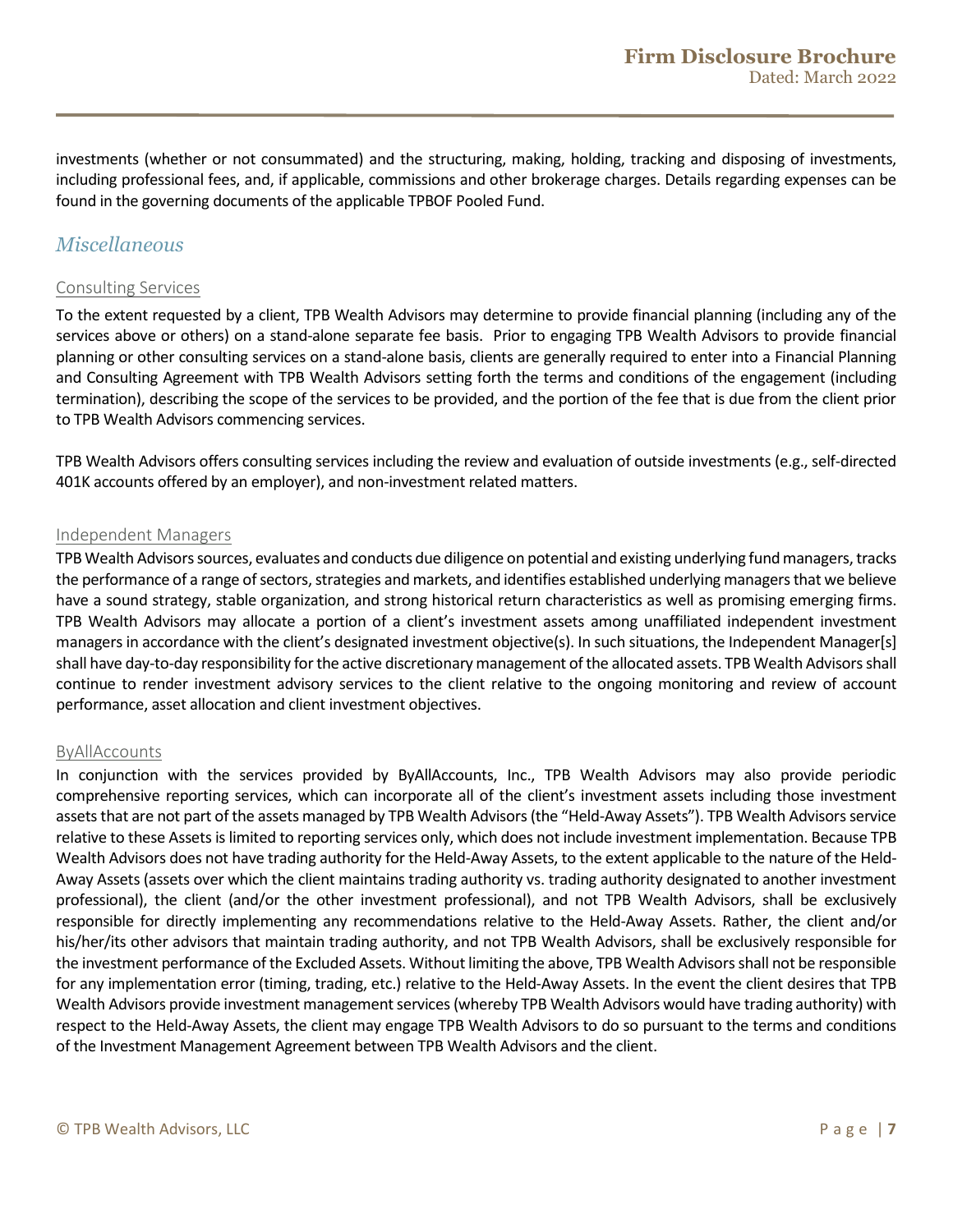investments (whether or not consummated) and the structuring, making, holding, tracking and disposing of investments, including professional fees, and, if applicable, commissions and other brokerage charges. Details regarding expenses can be found in the governing documents of the applicable TPBOF Pooled Fund.

## *Miscellaneous*

### Consulting Services

To the extent requested by a client, TPB Wealth Advisors may determine to provide financial planning (including any of the services above or others) on a stand-alone separate fee basis. Prior to engaging TPB Wealth Advisors to provide financial planning or other consulting services on a stand-alone basis, clients are generally required to enter into a Financial Planning and Consulting Agreement with TPB Wealth Advisors setting forth the terms and conditions of the engagement (including termination), describing the scope of the services to be provided, and the portion of the fee that is due from the client prior to TPB Wealth Advisors commencing services.

TPB Wealth Advisors offers consulting services including the review and evaluation of outside investments (e.g., self-directed 401K accounts offered by an employer), and non-investment related matters.

### Independent Managers

TPB Wealth Advisors sources, evaluates and conducts due diligence on potential and existing underlying fund managers, tracks the performance of a range of sectors, strategies and markets, and identifies established underlying managers that we believe have a sound strategy, stable organization, and strong historical return characteristics as well as promising emerging firms. TPB Wealth Advisors may allocate a portion of a client's investment assets among unaffiliated independent investment managers in accordance with the client's designated investment objective(s). In such situations, the Independent Manager[s] shall have day-to-day responsibility for the active discretionary management of the allocated assets. TPB Wealth Advisors shall continue to render investment advisory services to the client relative to the ongoing monitoring and review of account performance, asset allocation and client investment objectives.

### ByAllAccounts

In conjunction with the services provided by ByAllAccounts, Inc., TPB Wealth Advisors may also provide periodic comprehensive reporting services, which can incorporate all of the client's investment assets including those investment assets that are not part of the assets managed by TPB Wealth Advisors (the "Held-Away Assets"). TPB Wealth Advisors service relative to these Assets is limited to reporting services only, which does not include investment implementation. Because TPB Wealth Advisors does not have trading authority for the Held-Away Assets, to the extent applicable to the nature of the Held-Away Assets (assets over which the client maintains trading authority vs. trading authority designated to another investment professional), the client (and/or the other investment professional), and not TPB Wealth Advisors, shall be exclusively responsible for directly implementing any recommendations relative to the Held-Away Assets. Rather, the client and/or his/her/its other advisors that maintain trading authority, and not TPB Wealth Advisors, shall be exclusively responsible for the investment performance of the Excluded Assets. Without limiting the above, TPB Wealth Advisors shall not be responsible for any implementation error (timing, trading, etc.) relative to the Held-Away Assets. In the event the client desires that TPB Wealth Advisors provide investment management services (whereby TPB Wealth Advisors would have trading authority) with respect to the Held-Away Assets, the client may engage TPB Wealth Advisors to do so pursuant to the terms and conditions of the Investment Management Agreement between TPB Wealth Advisors and the client.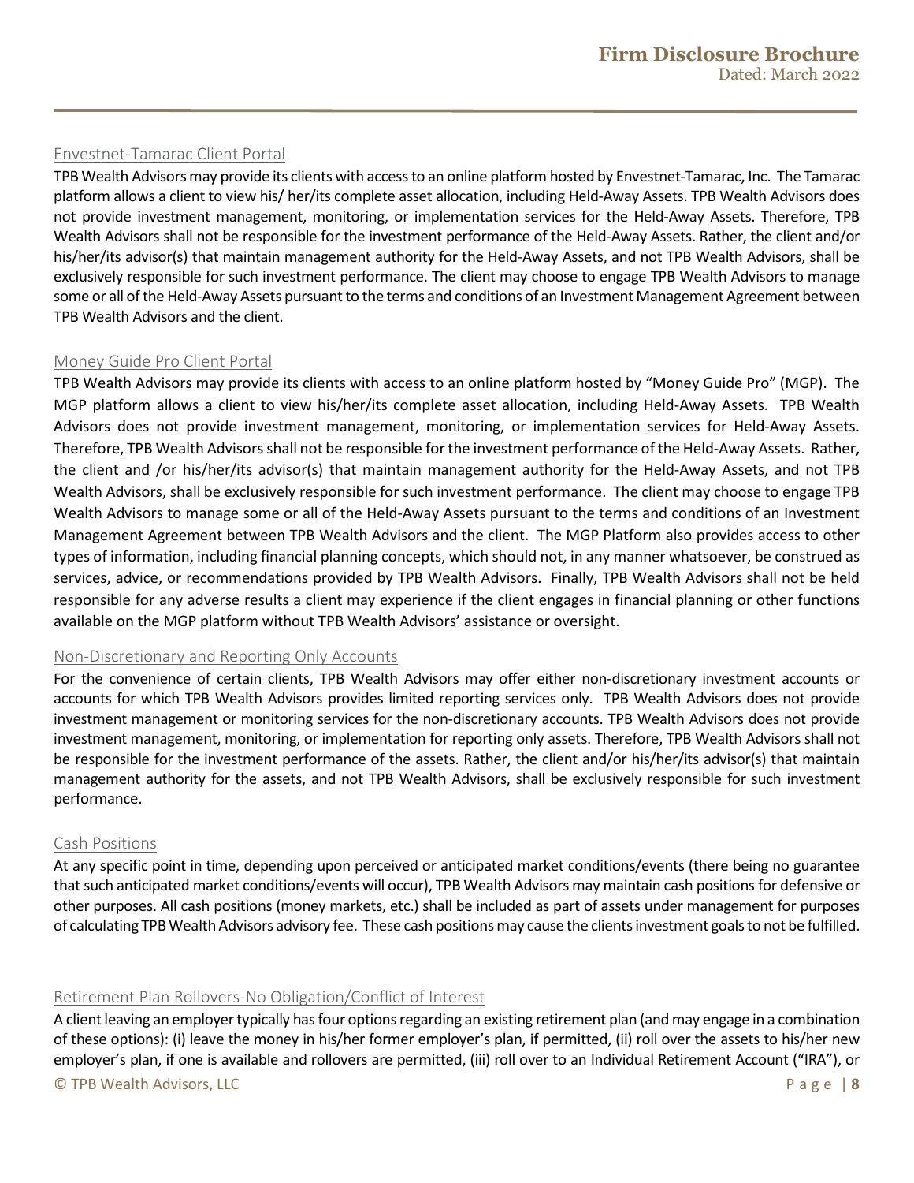### Envestnet-Tamarac Client Portal

TPB Wealth Advisors may provide its clients with access to an online platform hosted by Envestnet-Tamarac, Inc. The Tamarac platform allows a client to view his/ her/its complete asset allocation, including Held-Away Assets. TPB Wealth Advisors does not provide investment management, monitoring, or implementation services for the Held-Away Assets. Therefore, TPB Wealth Advisors shall not be responsible for the investment performance of the Held-Away Assets. Rather, the client and/or his/her/its advisor(s) that maintain management authority for the Held-Away Assets, and not TPB Wealth Advisors, shall be exclusively responsible for such investment performance. The client may choose to engage TPB Wealth Advisors to manage some or all of the Held-Away Assets pursuant to the terms and conditions of an Investment Management Agreement between TPB Wealth Advisors and the client.

### Money Guide Pro Client Portal

TPB Wealth Advisors may provide its clients with access to an online platform hosted by "Money Guide Pro" (MGP). The MGP platform allows a client to view his/her/its complete asset allocation, including Held-Away Assets. TPB Wealth Advisors does not provide investment management, monitoring, or implementation services for Held-Away Assets. Therefore, TPB Wealth Advisors shall not be responsible for the investment performance of the Held-Away Assets. Rather, the client and /or his/her/its advisor(s) that maintain management authority for the Held-Away Assets, and not TPB Wealth Advisors, shall be exclusively responsible for such investment performance. The client may choose to engage TPB Wealth Advisors to manage some or all of the Held-Away Assets pursuant to the terms and conditions of an Investment Management Agreement between TPB Wealth Advisors and the client. The MGP Platform also provides access to other types of information, including financial planning concepts, which should not, in any manner whatsoever, be construed as services, advice, or recommendations provided by TPB Wealth Advisors. Finally, TPB Wealth Advisors shall not be held responsible for any adverse results a client may experience if the client engages in financial planning or other functions available on the MGP platform without TPB Wealth Advisors' assistance or oversight.

### Non-Discretionary and Reporting Only Accounts

For the convenience of certain clients, TPB Wealth Advisors may offer either non-discretionary investment accounts or accounts for which TPB Wealth Advisors provides limited reporting services only. TPB Wealth Advisors does not provide investment management or monitoring services for the non-discretionary accounts. TPB Wealth Advisors does not provide investment management, monitoring, or implementation for reporting only assets. Therefore, TPB Wealth Advisors shall not be responsible for the investment performance of the assets. Rather, the client and/or his/her/its advisor(s) that maintain management authority for the assets, and not TPB Wealth Advisors, shall be exclusively responsible for such investment performance.

### Cash Positions

At any specific point in time, depending upon perceived or anticipated market conditions/events (there being no guarantee that such anticipated market conditions/events will occur), TPB Wealth Advisors may maintain cash positions for defensive or other purposes. All cash positions (money markets, etc.) shall be included as part of assets under management for purposes of calculating TPB Wealth Advisors advisory fee. These cash positions may cause the clients investment goals to not be fulfilled.

### Retirement Plan Rollovers-No Obligation/Conflict of Interest

A client leaving an employer typically has four options regarding an existing retirement plan (and may engage in a combination of these options): (i) leave the money in his/her former employer's plan, if permitted, (ii) roll over the assets to his/her new employer's plan, if one is available and rollovers are permitted, (iii) roll over to an Individual Retirement Account ("IRA"), or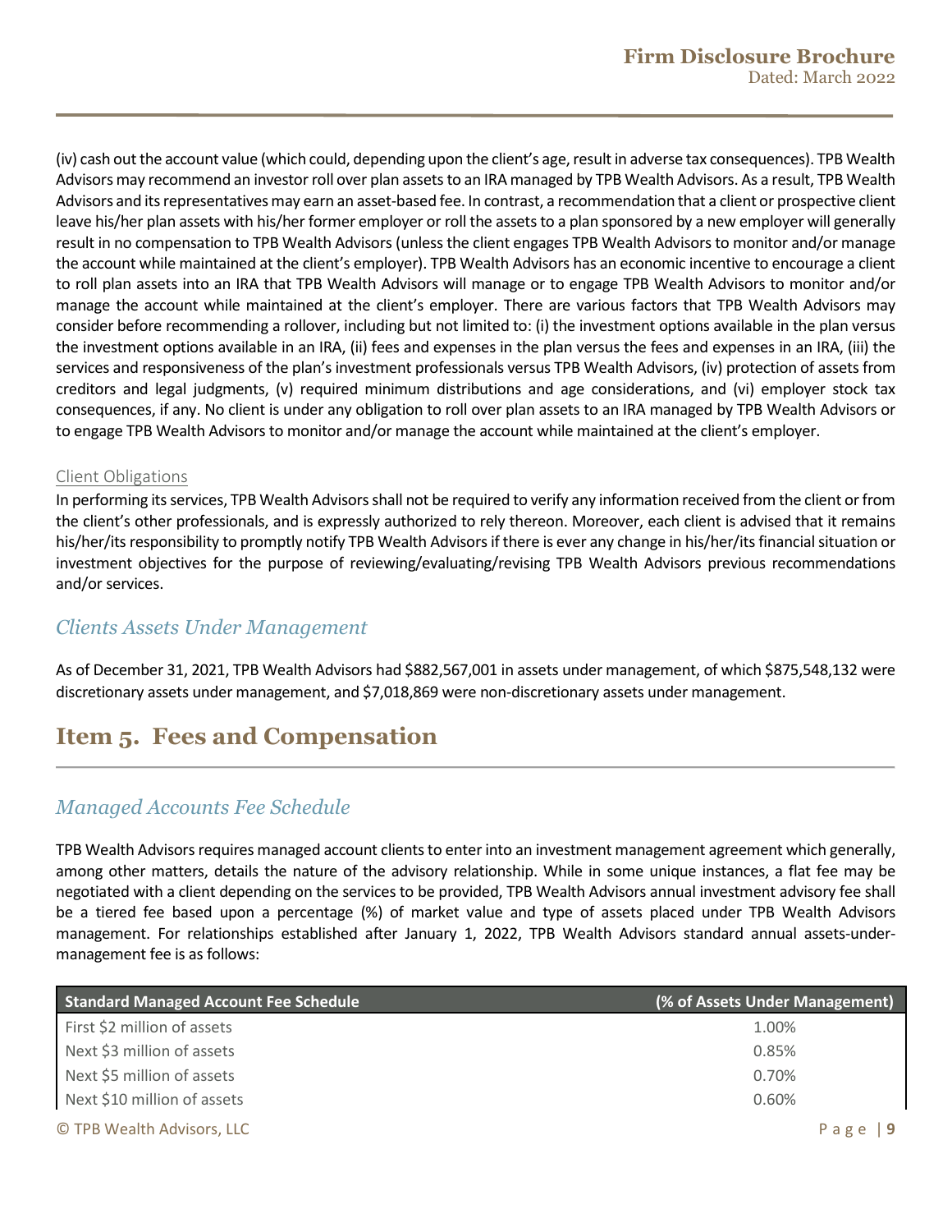(iv) cash out the account value (which could, depending upon the client's age, result in adverse tax consequences). TPB Wealth Advisors may recommend an investor roll over plan assets to an IRA managed by TPB Wealth Advisors. As a result, TPB Wealth Advisors and its representatives may earn an asset-based fee. In contrast, a recommendation that a client or prospective client leave his/her plan assets with his/her former employer or roll the assets to a plan sponsored by a new employer will generally result in no compensation to TPB Wealth Advisors (unless the client engages TPB Wealth Advisors to monitor and/or manage the account while maintained at the client's employer). TPB Wealth Advisors has an economic incentive to encourage a client to roll plan assets into an IRA that TPB Wealth Advisors will manage or to engage TPB Wealth Advisors to monitor and/or manage the account while maintained at the client's employer. There are various factors that TPB Wealth Advisors may consider before recommending a rollover, including but not limited to: (i) the investment options available in the plan versus the investment options available in an IRA, (ii) fees and expenses in the plan versus the fees and expenses in an IRA, (iii) the services and responsiveness of the plan's investment professionals versus TPB Wealth Advisors, (iv) protection of assets from creditors and legal judgments, (v) required minimum distributions and age considerations, and (vi) employer stock tax consequences, if any. No client is under any obligation to roll over plan assets to an IRA managed by TPB Wealth Advisors or to engage TPB Wealth Advisors to monitor and/or manage the account while maintained at the client's employer.

#### Client Obligations

In performing its services, TPB Wealth Advisors shall not be required to verify any information received from the client or from the client's other professionals, and is expressly authorized to rely thereon. Moreover, each client is advised that it remains his/her/its responsibility to promptly notify TPB Wealth Advisors if there is ever any change in his/her/its financial situation or investment objectives for the purpose of reviewing/evaluating/revising TPB Wealth Advisors previous recommendations and/or services.

### *Clients Assets Under Management*

As of December 31, 2021, TPB Wealth Advisors had $882,567,001 in assets under management, of which $875,548,132 were discretionary assets under management, and $7,018,869 were non-discretionary assets under management.

## Item 5. Fees and Compensation

### *Managed Accounts Fee Schedule*

TPB Wealth Advisors requires managed account clients to enter into an investment management agreement which generally, among other matters, details the nature of the advisory relationship. While in some unique instances, a flat fee may be negotiated with a client depending on the services to be provided, TPB Wealth Advisors annual investment advisory fee shall be a tiered fee based upon a percentage (%) of market value and type of assets placed under TPB Wealth Advisors management. For relationships established after January 1, 2022, TPB Wealth Advisors standard annual assets-under-management fee is as follows:

| Standard Managed Account Fee Schedule | (% of Assets Under Management) |
|---|---|
| First $2 million of assets | 1.00% |
| Next $3 million of assets | 0.85% |
| Next $5 million of assets | 0.70% |
| Next $10 million of assets | 0.60% |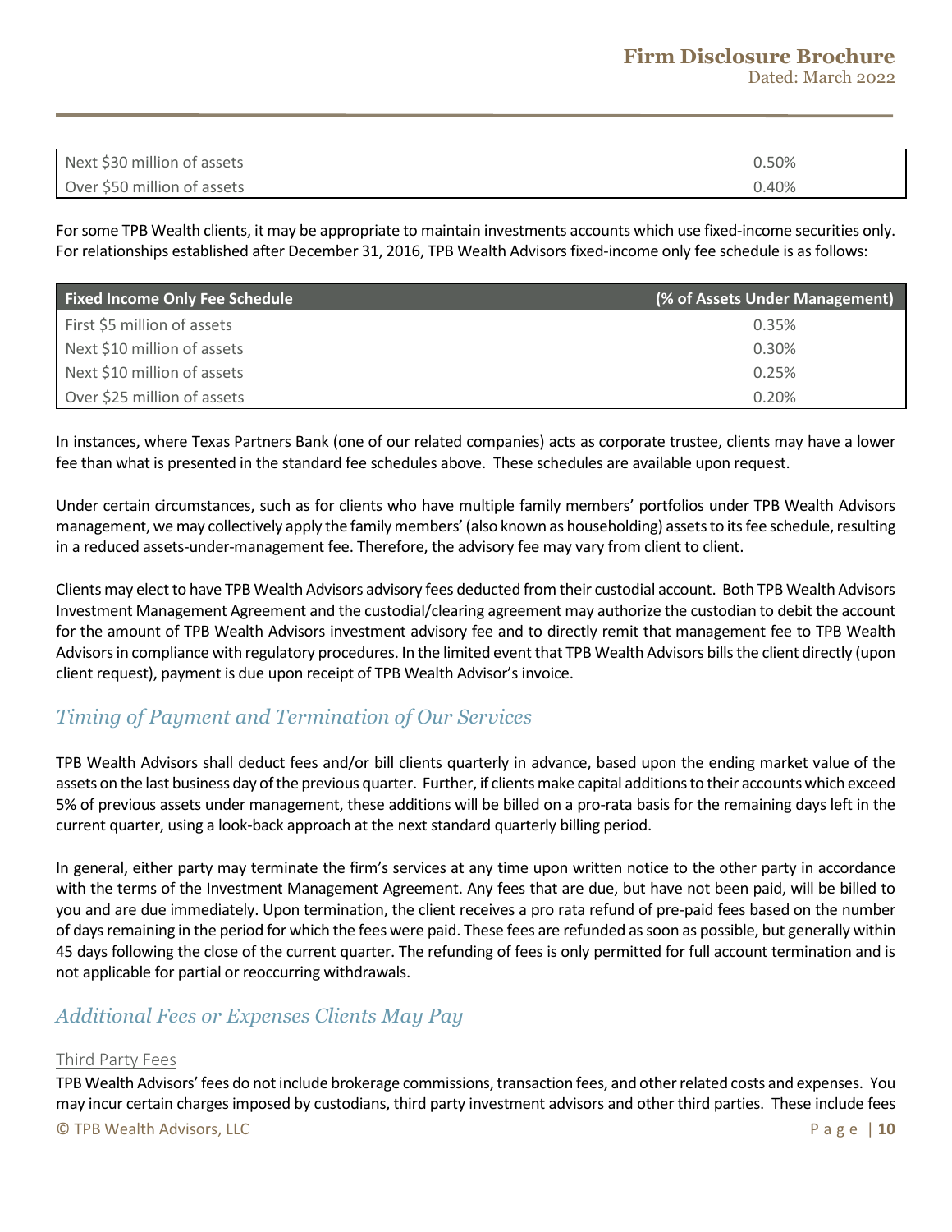| | |
|---|---|
| Next $30 million of assets | 0.50% |
| Over $50 million of assets | 0.40% |

For some TPB Wealth clients, it may be appropriate to maintain investments accounts which use fixed-income securities only. For relationships established after December 31, 2016, TPB Wealth Advisors fixed-income only fee schedule is as follows:

| Fixed Income Only Fee Schedule | (% of Assets Under Management) |
|---|---|
| First $5 million of assets | 0.35% |
| Next $10 million of assets | 0.30% |
| Next $10 million of assets | 0.25% |
| Over $25 million of assets | 0.20% |

In instances, where Texas Partners Bank (one of our related companies) acts as corporate trustee, clients may have a lower fee than what is presented in the standard fee schedules above. These schedules are available upon request.

Under certain circumstances, such as for clients who have multiple family members' portfolios under TPB Wealth Advisors management, we may collectively apply the family members' (also known as householding) assets to its fee schedule, resulting in a reduced assets-under-management fee. Therefore, the advisory fee may vary from client to client.

Clients may elect to have TPB Wealth Advisors advisory fees deducted from their custodial account. Both TPB Wealth Advisors Investment Management Agreement and the custodial/clearing agreement may authorize the custodian to debit the account for the amount of TPB Wealth Advisors investment advisory fee and to directly remit that management fee to TPB Wealth Advisors in compliance with regulatory procedures. In the limited event that TPB Wealth Advisors bills the client directly (upon client request), payment is due upon receipt of TPB Wealth Advisor's invoice.

## *Timing of Payment and Termination of Our Services*

TPB Wealth Advisors shall deduct fees and/or bill clients quarterly in advance, based upon the ending market value of the assets on the last business day of the previous quarter. Further, if clients make capital additions to their accounts which exceed 5% of previous assets under management, these additions will be billed on a pro-rata basis for the remaining days left in the current quarter, using a look-back approach at the next standard quarterly billing period.

In general, either party may terminate the firm's services at any time upon written notice to the other party in accordance with the terms of the Investment Management Agreement. Any fees that are due, but have not been paid, will be billed to you and are due immediately. Upon termination, the client receives a pro rata refund of pre-paid fees based on the number of days remaining in the period for which the fees were paid. These fees are refunded as soon as possible, but generally within 45 days following the close of the current quarter. The refunding of fees is only permitted for full account termination and is not applicable for partial or reoccurring withdrawals.

## *Additional Fees or Expenses Clients May Pay*

### Third Party Fees

TPB Wealth Advisors' fees do not include brokerage commissions, transaction fees, and other related costs and expenses. You may incur certain charges imposed by custodians, third party investment advisors and other third parties. These include fees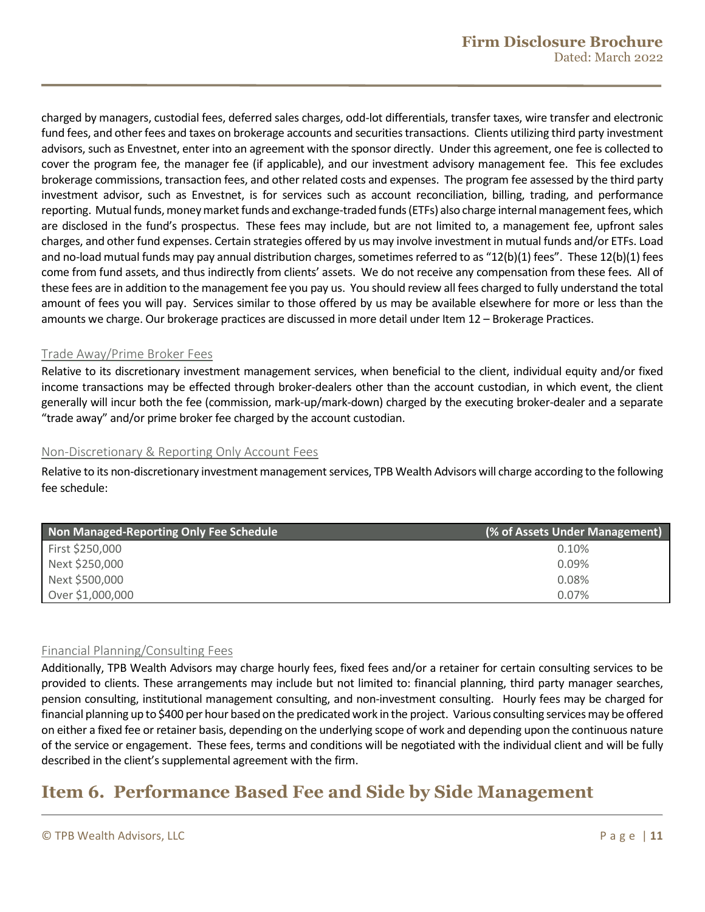charged by managers, custodial fees, deferred sales charges, odd-lot differentials, transfer taxes, wire transfer and electronic fund fees, and other fees and taxes on brokerage accounts and securities transactions. Clients utilizing third party investment advisors, such as Envestnet, enter into an agreement with the sponsor directly. Under this agreement, one fee is collected to cover the program fee, the manager fee (if applicable), and our investment advisory management fee. This fee excludes brokerage commissions, transaction fees, and other related costs and expenses. The program fee assessed by the third party investment advisor, such as Envestnet, is for services such as account reconciliation, billing, trading, and performance reporting. Mutual funds, money market funds and exchange-traded funds (ETFs) also charge internal management fees, which are disclosed in the fund's prospectus. These fees may include, but are not limited to, a management fee, upfront sales charges, and other fund expenses. Certain strategies offered by us may involve investment in mutual funds and/or ETFs. Load and no-load mutual funds may pay annual distribution charges, sometimes referred to as "12(b)(1) fees". These 12(b)(1) fees come from fund assets, and thus indirectly from clients' assets. We do not receive any compensation from these fees. All of these fees are in addition to the management fee you pay us. You should review all fees charged to fully understand the total amount of fees you will pay. Services similar to those offered by us may be available elsewhere for more or less than the amounts we charge. Our brokerage practices are discussed in more detail under Item 12 – Brokerage Practices.

### Trade Away/Prime Broker Fees

Relative to its discretionary investment management services, when beneficial to the client, individual equity and/or fixed income transactions may be effected through broker-dealers other than the account custodian, in which event, the client generally will incur both the fee (commission, mark-up/mark-down) charged by the executing broker-dealer and a separate "trade away" and/or prime broker fee charged by the account custodian.

### Non-Discretionary & Reporting Only Account Fees

Relative to its non-discretionary investment management services, TPB Wealth Advisors will charge according to the following fee schedule:

| Non Managed-Reporting Only Fee Schedule | (% of Assets Under Management) |
|---|---|
| First $250,000 | 0.10% |
| Next $250,000 | 0.09% |
| Next $500,000 | 0.08% |
| Over $1,000,000 | 0.07% |

### Financial Planning/Consulting Fees

Additionally, TPB Wealth Advisors may charge hourly fees, fixed fees and/or a retainer for certain consulting services to be provided to clients. These arrangements may include but not limited to: financial planning, third party manager searches, pension consulting, institutional management consulting, and non-investment consulting. Hourly fees may be charged for financial planning up to $400 per hour based on the predicated work in the project. Various consulting services may be offered on either a fixed fee or retainer basis, depending on the underlying scope of work and depending upon the continuous nature of the service or engagement. These fees, terms and conditions will be negotiated with the individual client and will be fully described in the client's supplemental agreement with the firm.

## Item 6. Performance Based Fee and Side by Side Management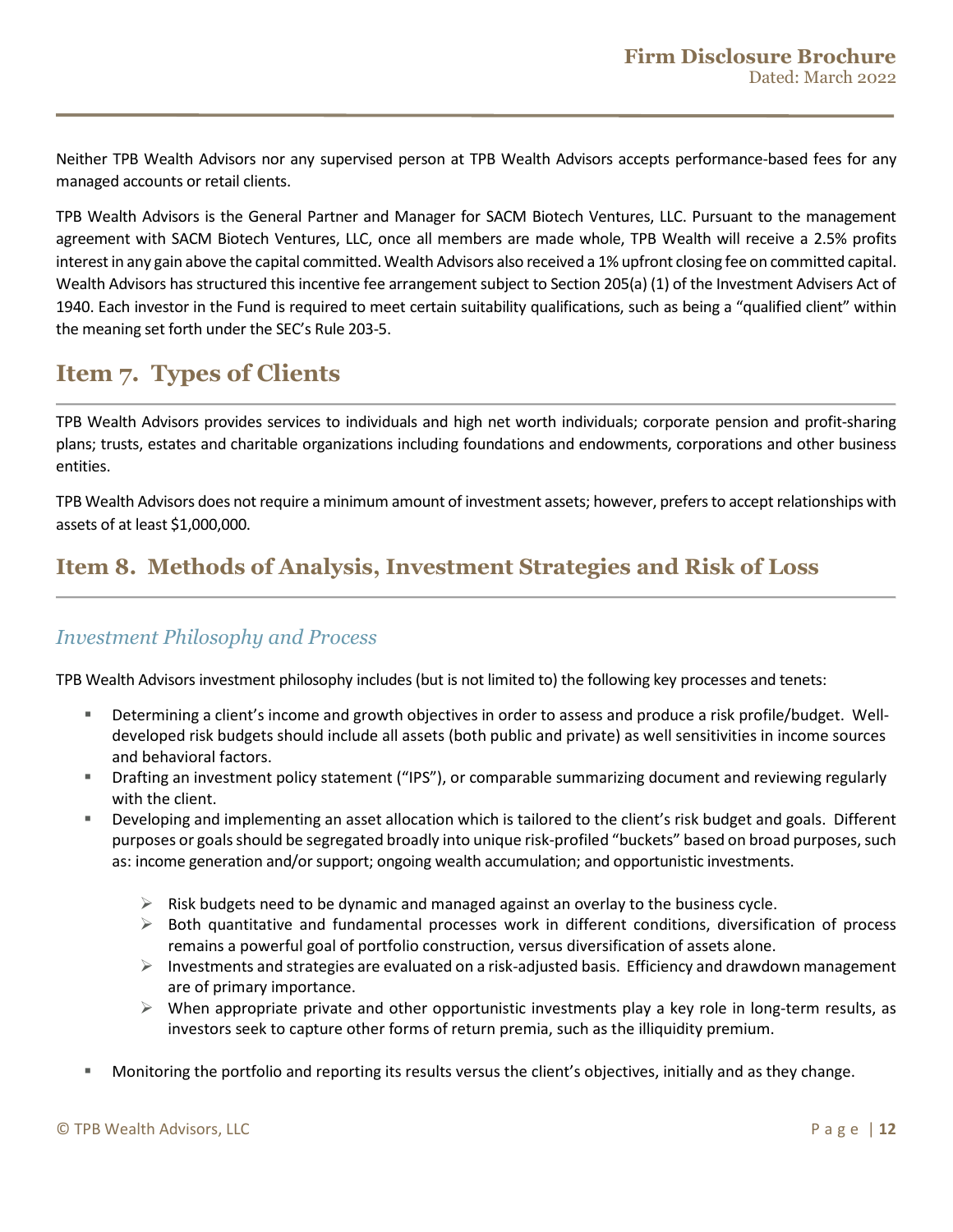Neither TPB Wealth Advisors nor any supervised person at TPB Wealth Advisors accepts performance-based fees for any managed accounts or retail clients.

TPB Wealth Advisors is the General Partner and Manager for SACM Biotech Ventures, LLC. Pursuant to the management agreement with SACM Biotech Ventures, LLC, once all members are made whole, TPB Wealth will receive a 2.5% profits interest in any gain above the capital committed. Wealth Advisors also received a 1% upfront closing fee on committed capital. Wealth Advisors has structured this incentive fee arrangement subject to Section 205(a) (1) of the Investment Advisers Act of 1940. Each investor in the Fund is required to meet certain suitability qualifications, such as being a "qualified client" within the meaning set forth under the SEC's Rule 203-5.

# Item 7. Types of Clients

TPB Wealth Advisors provides services to individuals and high net worth individuals; corporate pension and profit-sharing plans; trusts, estates and charitable organizations including foundations and endowments, corporations and other business entities.

TPB Wealth Advisors does not require a minimum amount of investment assets; however, prefers to accept relationships with assets of at least $1,000,000.

# Item 8. Methods of Analysis, Investment Strategies and Risk of Loss

## *Investment Philosophy and Process*

TPB Wealth Advisors investment philosophy includes (but is not limited to) the following key processes and tenets:

- Determining a client's income and growth objectives in order to assess and produce a risk profile/budget. Well-developed risk budgets should include all assets (both public and private) as well sensitivities in income sources and behavioral factors.
- Drafting an investment policy statement ("IPS"), or comparable summarizing document and reviewing regularly with the client.
- Developing and implementing an asset allocation which is tailored to the client's risk budget and goals. Different purposes or goals should be segregated broadly into unique risk-profiled "buckets" based on broad purposes, such as: income generation and/or support; ongoing wealth accumulation; and opportunistic investments.
  - Risk budgets need to be dynamic and managed against an overlay to the business cycle.
  - Both quantitative and fundamental processes work in different conditions, diversification of process remains a powerful goal of portfolio construction, versus diversification of assets alone.
  - Investments and strategies are evaluated on a risk-adjusted basis. Efficiency and drawdown management are of primary importance.
  - When appropriate private and other opportunistic investments play a key role in long-term results, as investors seek to capture other forms of return premia, such as the illiquidity premium.
- Monitoring the portfolio and reporting its results versus the client's objectives, initially and as they change.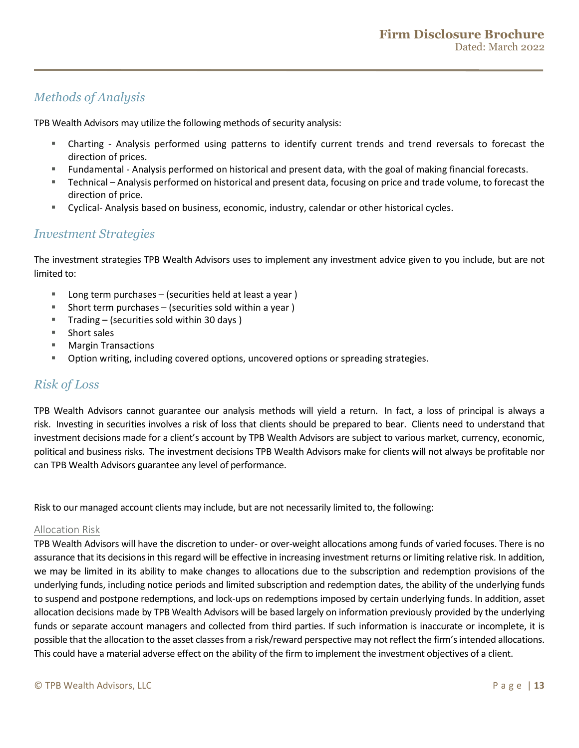## Methods of Analysis

TPB Wealth Advisors may utilize the following methods of security analysis:

- Charting - Analysis performed using patterns to identify current trends and trend reversals to forecast the direction of prices.
- Fundamental - Analysis performed on historical and present data, with the goal of making financial forecasts.
- Technical – Analysis performed on historical and present data, focusing on price and trade volume, to forecast the direction of price.
- Cyclical- Analysis based on business, economic, industry, calendar or other historical cycles.

## Investment Strategies

The investment strategies TPB Wealth Advisors uses to implement any investment advice given to you include, but are not limited to:

- Long term purchases – (securities held at least a year )
- Short term purchases – (securities sold within a year )
- Trading – (securities sold within 30 days )
- Short sales
- Margin Transactions
- Option writing, including covered options, uncovered options or spreading strategies.

## Risk of Loss

TPB Wealth Advisors cannot guarantee our analysis methods will yield a return. In fact, a loss of principal is always a risk. Investing in securities involves a risk of loss that clients should be prepared to bear. Clients need to understand that investment decisions made for a client's account by TPB Wealth Advisors are subject to various market, currency, economic, political and business risks. The investment decisions TPB Wealth Advisors make for clients will not always be profitable nor can TPB Wealth Advisors guarantee any level of performance.

Risk to our managed account clients may include, but are not necessarily limited to, the following:

### Allocation Risk

TPB Wealth Advisors will have the discretion to under- or over-weight allocations among funds of varied focuses. There is no assurance that its decisions in this regard will be effective in increasing investment returns or limiting relative risk. In addition, we may be limited in its ability to make changes to allocations due to the subscription and redemption provisions of the underlying funds, including notice periods and limited subscription and redemption dates, the ability of the underlying funds to suspend and postpone redemptions, and lock-ups on redemptions imposed by certain underlying funds. In addition, asset allocation decisions made by TPB Wealth Advisors will be based largely on information previously provided by the underlying funds or separate account managers and collected from third parties. If such information is inaccurate or incomplete, it is possible that the allocation to the asset classes from a risk/reward perspective may not reflect the firm's intended allocations. This could have a material adverse effect on the ability of the firm to implement the investment objectives of a client.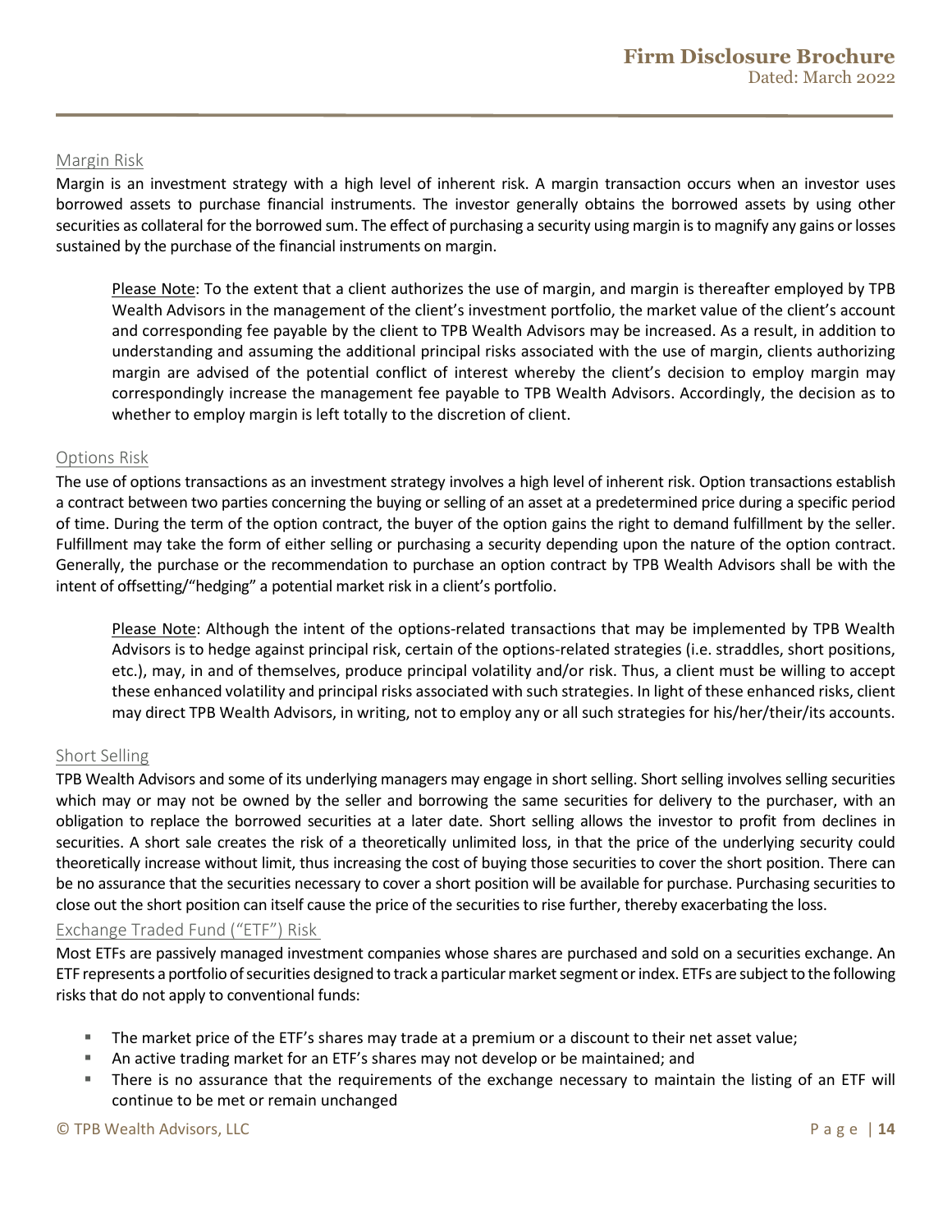### Margin Risk

Margin is an investment strategy with a high level of inherent risk. A margin transaction occurs when an investor uses borrowed assets to purchase financial instruments. The investor generally obtains the borrowed assets by using other securities as collateral for the borrowed sum. The effect of purchasing a security using margin is to magnify any gains or losses sustained by the purchase of the financial instruments on margin.

> Please Note: To the extent that a client authorizes the use of margin, and margin is thereafter employed by TPB Wealth Advisors in the management of the client's investment portfolio, the market value of the client's account and corresponding fee payable by the client to TPB Wealth Advisors may be increased. As a result, in addition to understanding and assuming the additional principal risks associated with the use of margin, clients authorizing margin are advised of the potential conflict of interest whereby the client's decision to employ margin may correspondingly increase the management fee payable to TPB Wealth Advisors. Accordingly, the decision as to whether to employ margin is left totally to the discretion of client.

### Options Risk

The use of options transactions as an investment strategy involves a high level of inherent risk. Option transactions establish a contract between two parties concerning the buying or selling of an asset at a predetermined price during a specific period of time. During the term of the option contract, the buyer of the option gains the right to demand fulfillment by the seller. Fulfillment may take the form of either selling or purchasing a security depending upon the nature of the option contract. Generally, the purchase or the recommendation to purchase an option contract by TPB Wealth Advisors shall be with the intent of offsetting/"hedging" a potential market risk in a client's portfolio.

> Please Note: Although the intent of the options-related transactions that may be implemented by TPB Wealth Advisors is to hedge against principal risk, certain of the options-related strategies (i.e. straddles, short positions, etc.), may, in and of themselves, produce principal volatility and/or risk. Thus, a client must be willing to accept these enhanced volatility and principal risks associated with such strategies. In light of these enhanced risks, client may direct TPB Wealth Advisors, in writing, not to employ any or all such strategies for his/her/their/its accounts.

### Short Selling

TPB Wealth Advisors and some of its underlying managers may engage in short selling. Short selling involves selling securities which may or may not be owned by the seller and borrowing the same securities for delivery to the purchaser, with an obligation to replace the borrowed securities at a later date. Short selling allows the investor to profit from declines in securities. A short sale creates the risk of a theoretically unlimited loss, in that the price of the underlying security could theoretically increase without limit, thus increasing the cost of buying those securities to cover the short position. There can be no assurance that the securities necessary to cover a short position will be available for purchase. Purchasing securities to close out the short position can itself cause the price of the securities to rise further, thereby exacerbating the loss.

### Exchange Traded Fund ("ETF") Risk

Most ETFs are passively managed investment companies whose shares are purchased and sold on a securities exchange. An ETF represents a portfolio of securities designed to track a particular market segment or index. ETFs are subject to the following risks that do not apply to conventional funds:

- The market price of the ETF's shares may trade at a premium or a discount to their net asset value;
- An active trading market for an ETF's shares may not develop or be maintained; and
- There is no assurance that the requirements of the exchange necessary to maintain the listing of an ETF will continue to be met or remain unchanged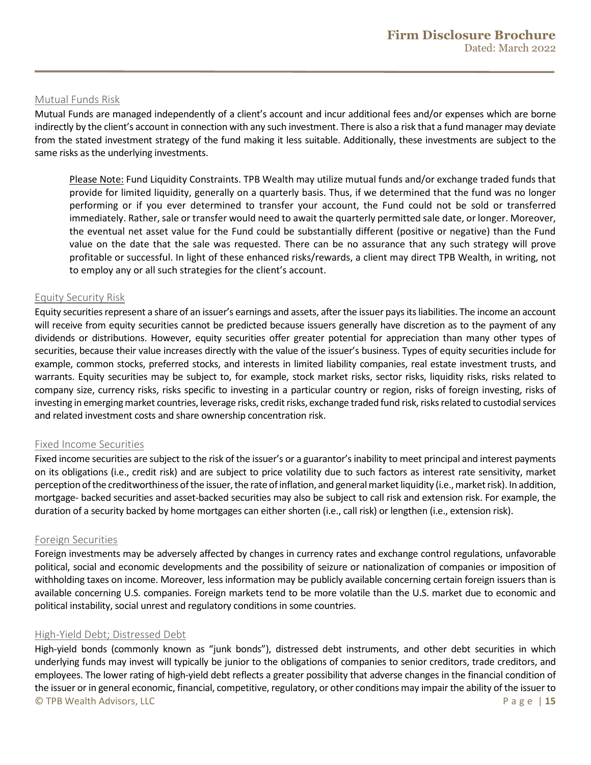### Mutual Funds Risk

Mutual Funds are managed independently of a client's account and incur additional fees and/or expenses which are borne indirectly by the client's account in connection with any such investment. There is also a risk that a fund manager may deviate from the stated investment strategy of the fund making it less suitable. Additionally, these investments are subject to the same risks as the underlying investments.

> Please Note: Fund Liquidity Constraints. TPB Wealth may utilize mutual funds and/or exchange traded funds that provide for limited liquidity, generally on a quarterly basis. Thus, if we determined that the fund was no longer performing or if you ever determined to transfer your account, the Fund could not be sold or transferred immediately. Rather, sale or transfer would need to await the quarterly permitted sale date, or longer. Moreover, the eventual net asset value for the Fund could be substantially different (positive or negative) than the Fund value on the date that the sale was requested. There can be no assurance that any such strategy will prove profitable or successful. In light of these enhanced risks/rewards, a client may direct TPB Wealth, in writing, not to employ any or all such strategies for the client's account.

### Equity Security Risk

Equity securities represent a share of an issuer's earnings and assets, after the issuer pays its liabilities. The income an account will receive from equity securities cannot be predicted because issuers generally have discretion as to the payment of any dividends or distributions. However, equity securities offer greater potential for appreciation than many other types of securities, because their value increases directly with the value of the issuer's business. Types of equity securities include for example, common stocks, preferred stocks, and interests in limited liability companies, real estate investment trusts, and warrants. Equity securities may be subject to, for example, stock market risks, sector risks, liquidity risks, risks related to company size, currency risks, risks specific to investing in a particular country or region, risks of foreign investing, risks of investing in emerging market countries, leverage risks, credit risks, exchange traded fund risk, risks related to custodial services and related investment costs and share ownership concentration risk.

### Fixed Income Securities

Fixed income securities are subject to the risk of the issuer's or a guarantor's inability to meet principal and interest payments on its obligations (i.e., credit risk) and are subject to price volatility due to such factors as interest rate sensitivity, market perception of the creditworthiness of the issuer, the rate of inflation, and general market liquidity (i.e., market risk). In addition, mortgage- backed securities and asset-backed securities may also be subject to call risk and extension risk. For example, the duration of a security backed by home mortgages can either shorten (i.e., call risk) or lengthen (i.e., extension risk).

### Foreign Securities

Foreign investments may be adversely affected by changes in currency rates and exchange control regulations, unfavorable political, social and economic developments and the possibility of seizure or nationalization of companies or imposition of withholding taxes on income. Moreover, less information may be publicly available concerning certain foreign issuers than is available concerning U.S. companies. Foreign markets tend to be more volatile than the U.S. market due to economic and political instability, social unrest and regulatory conditions in some countries.

### High-Yield Debt; Distressed Debt

High-yield bonds (commonly known as "junk bonds"), distressed debt instruments, and other debt securities in which underlying funds may invest will typically be junior to the obligations of companies to senior creditors, trade creditors, and employees. The lower rating of high-yield debt reflects a greater possibility that adverse changes in the financial condition of the issuer or in general economic, financial, competitive, regulatory, or other conditions may impair the ability of the issuer to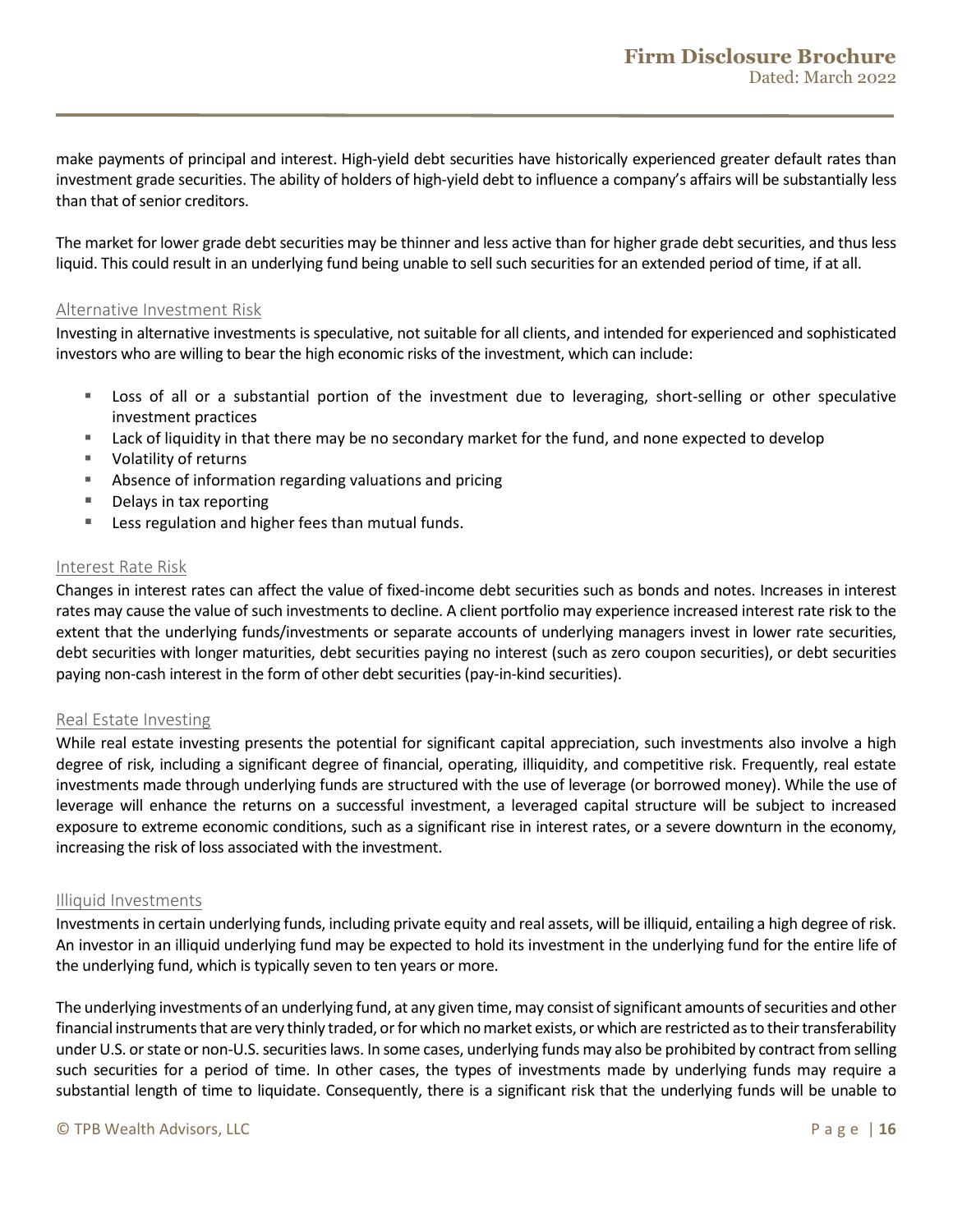make payments of principal and interest. High-yield debt securities have historically experienced greater default rates than investment grade securities. The ability of holders of high-yield debt to influence a company's affairs will be substantially less than that of senior creditors.

The market for lower grade debt securities may be thinner and less active than for higher grade debt securities, and thus less liquid. This could result in an underlying fund being unable to sell such securities for an extended period of time, if at all.

### Alternative Investment Risk

Investing in alternative investments is speculative, not suitable for all clients, and intended for experienced and sophisticated investors who are willing to bear the high economic risks of the investment, which can include:

- Loss of all or a substantial portion of the investment due to leveraging, short-selling or other speculative investment practices
- Lack of liquidity in that there may be no secondary market for the fund, and none expected to develop
- Volatility of returns
- Absence of information regarding valuations and pricing
- Delays in tax reporting
- Less regulation and higher fees than mutual funds.

### Interest Rate Risk

Changes in interest rates can affect the value of fixed-income debt securities such as bonds and notes. Increases in interest rates may cause the value of such investments to decline. A client portfolio may experience increased interest rate risk to the extent that the underlying funds/investments or separate accounts of underlying managers invest in lower rate securities, debt securities with longer maturities, debt securities paying no interest (such as zero coupon securities), or debt securities paying non-cash interest in the form of other debt securities (pay-in-kind securities).

### Real Estate Investing

While real estate investing presents the potential for significant capital appreciation, such investments also involve a high degree of risk, including a significant degree of financial, operating, illiquidity, and competitive risk. Frequently, real estate investments made through underlying funds are structured with the use of leverage (or borrowed money). While the use of leverage will enhance the returns on a successful investment, a leveraged capital structure will be subject to increased exposure to extreme economic conditions, such as a significant rise in interest rates, or a severe downturn in the economy, increasing the risk of loss associated with the investment.

### Illiquid Investments

Investments in certain underlying funds, including private equity and real assets, will be illiquid, entailing a high degree of risk. An investor in an illiquid underlying fund may be expected to hold its investment in the underlying fund for the entire life of the underlying fund, which is typically seven to ten years or more.

The underlying investments of an underlying fund, at any given time, may consist of significant amounts of securities and other financial instruments that are very thinly traded, or for which no market exists, or which are restricted as to their transferability under U.S. or state or non-U.S. securities laws. In some cases, underlying funds may also be prohibited by contract from selling such securities for a period of time. In other cases, the types of investments made by underlying funds may require a substantial length of time to liquidate. Consequently, there is a significant risk that the underlying funds will be unable to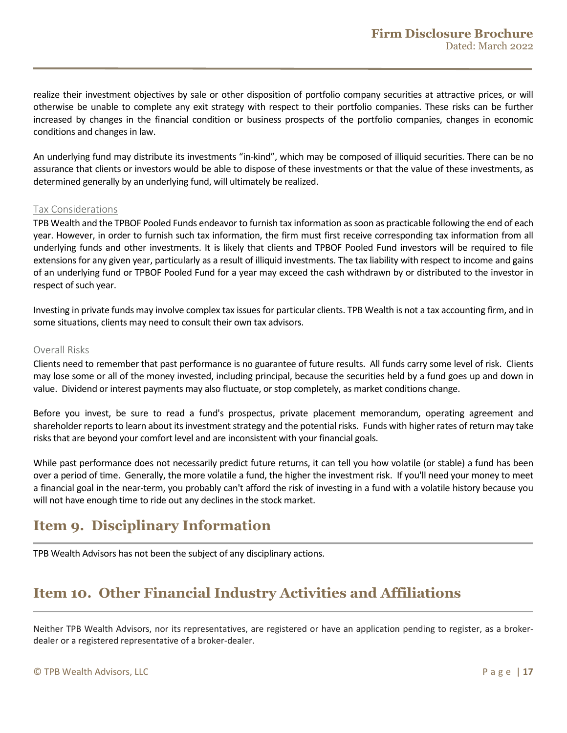realize their investment objectives by sale or other disposition of portfolio company securities at attractive prices, or will otherwise be unable to complete any exit strategy with respect to their portfolio companies. These risks can be further increased by changes in the financial condition or business prospects of the portfolio companies, changes in economic conditions and changes in law.

An underlying fund may distribute its investments "in-kind", which may be composed of illiquid securities. There can be no assurance that clients or investors would be able to dispose of these investments or that the value of these investments, as determined generally by an underlying fund, will ultimately be realized.

### Tax Considerations

TPB Wealth and the TPBOF Pooled Funds endeavor to furnish tax information as soon as practicable following the end of each year. However, in order to furnish such tax information, the firm must first receive corresponding tax information from all underlying funds and other investments. It is likely that clients and TPBOF Pooled Fund investors will be required to file extensions for any given year, particularly as a result of illiquid investments. The tax liability with respect to income and gains of an underlying fund or TPBOF Pooled Fund for a year may exceed the cash withdrawn by or distributed to the investor in respect of such year.

Investing in private funds may involve complex tax issues for particular clients. TPB Wealth is not a tax accounting firm, and in some situations, clients may need to consult their own tax advisors.

### Overall Risks

Clients need to remember that past performance is no guarantee of future results. All funds carry some level of risk. Clients may lose some or all of the money invested, including principal, because the securities held by a fund goes up and down in value. Dividend or interest payments may also fluctuate, or stop completely, as market conditions change.

Before you invest, be sure to read a fund's prospectus, private placement memorandum, operating agreement and shareholder reports to learn about its investment strategy and the potential risks. Funds with higher rates of return may take risks that are beyond your comfort level and are inconsistent with your financial goals.

While past performance does not necessarily predict future returns, it can tell you how volatile (or stable) a fund has been over a period of time. Generally, the more volatile a fund, the higher the investment risk. If you'll need your money to meet a financial goal in the near-term, you probably can't afford the risk of investing in a fund with a volatile history because you will not have enough time to ride out any declines in the stock market.

## Item 9. Disciplinary Information

TPB Wealth Advisors has not been the subject of any disciplinary actions.

## Item 10. Other Financial Industry Activities and Affiliations

Neither TPB Wealth Advisors, nor its representatives, are registered or have an application pending to register, as a broker-dealer or a registered representative of a broker-dealer.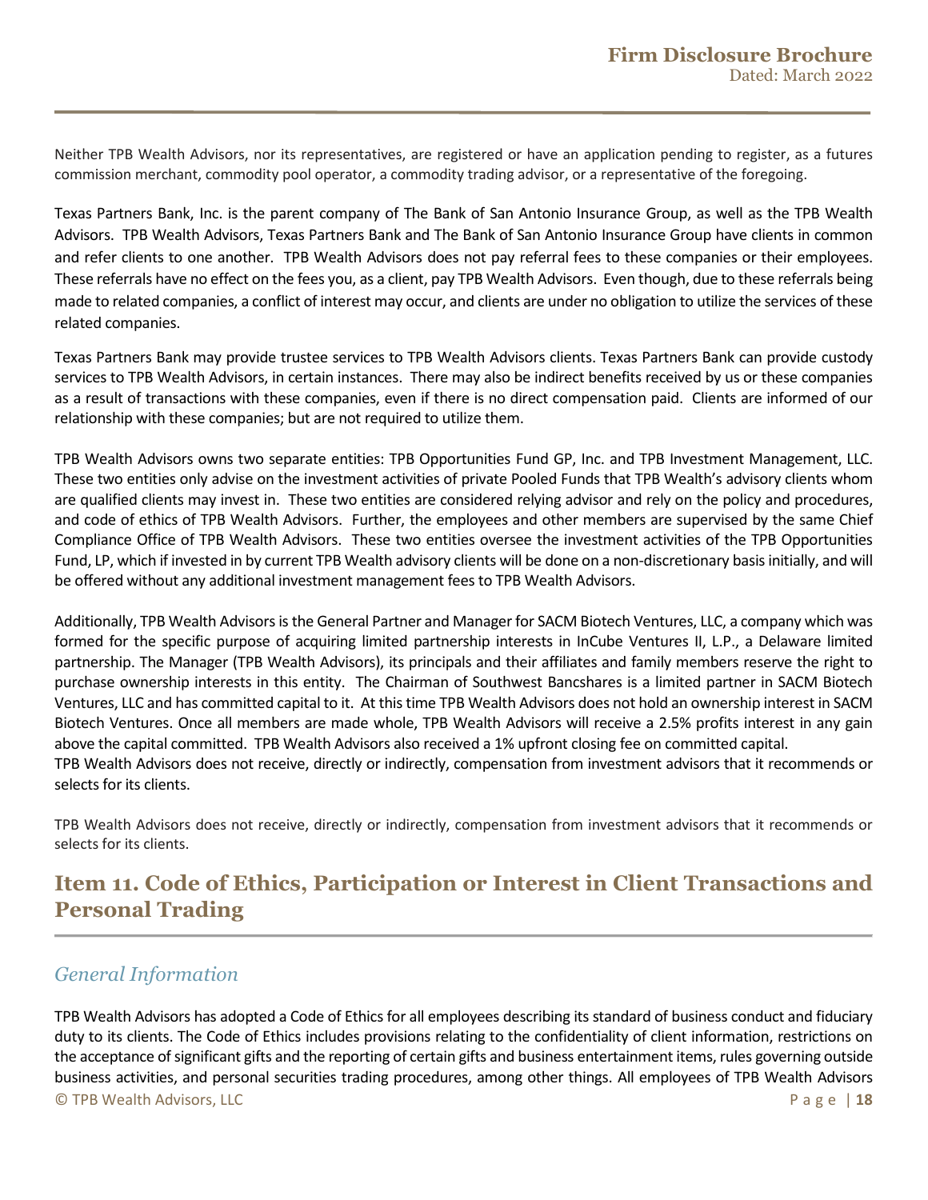Neither TPB Wealth Advisors, nor its representatives, are registered or have an application pending to register, as a futures commission merchant, commodity pool operator, a commodity trading advisor, or a representative of the foregoing.

Texas Partners Bank, Inc. is the parent company of The Bank of San Antonio Insurance Group, as well as the TPB Wealth Advisors. TPB Wealth Advisors, Texas Partners Bank and The Bank of San Antonio Insurance Group have clients in common and refer clients to one another. TPB Wealth Advisors does not pay referral fees to these companies or their employees. These referrals have no effect on the fees you, as a client, pay TPB Wealth Advisors. Even though, due to these referrals being made to related companies, a conflict of interest may occur, and clients are under no obligation to utilize the services of these related companies.

Texas Partners Bank may provide trustee services to TPB Wealth Advisors clients. Texas Partners Bank can provide custody services to TPB Wealth Advisors, in certain instances. There may also be indirect benefits received by us or these companies as a result of transactions with these companies, even if there is no direct compensation paid. Clients are informed of our relationship with these companies; but are not required to utilize them.

TPB Wealth Advisors owns two separate entities: TPB Opportunities Fund GP, Inc. and TPB Investment Management, LLC. These two entities only advise on the investment activities of private Pooled Funds that TPB Wealth's advisory clients whom are qualified clients may invest in. These two entities are considered relying advisor and rely on the policy and procedures, and code of ethics of TPB Wealth Advisors. Further, the employees and other members are supervised by the same Chief Compliance Office of TPB Wealth Advisors. These two entities oversee the investment activities of the TPB Opportunities Fund, LP, which if invested in by current TPB Wealth advisory clients will be done on a non-discretionary basis initially, and will be offered without any additional investment management fees to TPB Wealth Advisors.

Additionally, TPB Wealth Advisors is the General Partner and Manager for SACM Biotech Ventures, LLC, a company which was formed for the specific purpose of acquiring limited partnership interests in InCube Ventures II, L.P., a Delaware limited partnership. The Manager (TPB Wealth Advisors), its principals and their affiliates and family members reserve the right to purchase ownership interests in this entity. The Chairman of Southwest Bancshares is a limited partner in SACM Biotech Ventures, LLC and has committed capital to it. At this time TPB Wealth Advisors does not hold an ownership interest in SACM Biotech Ventures. Once all members are made whole, TPB Wealth Advisors will receive a 2.5% profits interest in any gain above the capital committed. TPB Wealth Advisors also received a 1% upfront closing fee on committed capital.
TPB Wealth Advisors does not receive, directly or indirectly, compensation from investment advisors that it recommends or selects for its clients.

TPB Wealth Advisors does not receive, directly or indirectly, compensation from investment advisors that it recommends or selects for its clients.

## Item 11. Code of Ethics, Participation or Interest in Client Transactions and Personal Trading

### *General Information*

TPB Wealth Advisors has adopted a Code of Ethics for all employees describing its standard of business conduct and fiduciary duty to its clients. The Code of Ethics includes provisions relating to the confidentiality of client information, restrictions on the acceptance of significant gifts and the reporting of certain gifts and business entertainment items, rules governing outside business activities, and personal securities trading procedures, among other things. All employees of TPB Wealth Advisors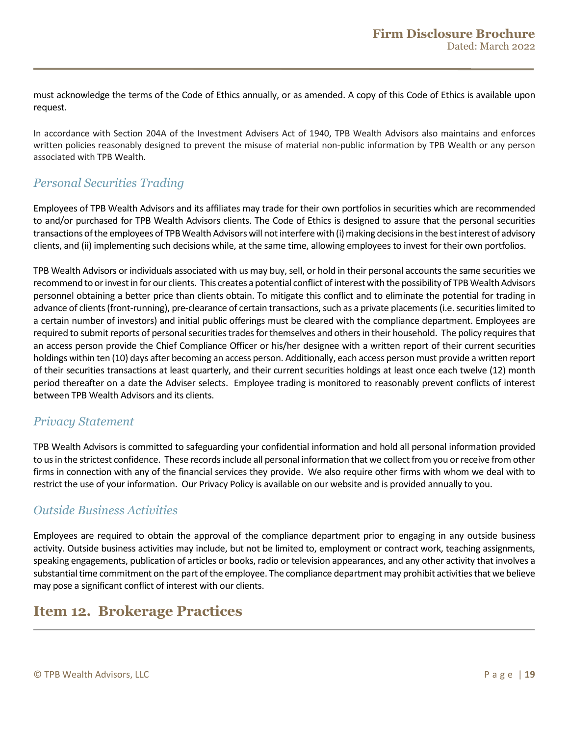must acknowledge the terms of the Code of Ethics annually, or as amended. A copy of this Code of Ethics is available upon request.

In accordance with Section 204A of the Investment Advisers Act of 1940, TPB Wealth Advisors also maintains and enforces written policies reasonably designed to prevent the misuse of material non-public information by TPB Wealth or any person associated with TPB Wealth.

### *Personal Securities Trading*

Employees of TPB Wealth Advisors and its affiliates may trade for their own portfolios in securities which are recommended to and/or purchased for TPB Wealth Advisors clients. The Code of Ethics is designed to assure that the personal securities transactions of the employees of TPB Wealth Advisors will not interfere with (i) making decisions in the best interest of advisory clients, and (ii) implementing such decisions while, at the same time, allowing employees to invest for their own portfolios.

TPB Wealth Advisors or individuals associated with us may buy, sell, or hold in their personal accounts the same securities we recommend to or invest in for our clients. This creates a potential conflict of interest with the possibility of TPB Wealth Advisors personnel obtaining a better price than clients obtain. To mitigate this conflict and to eliminate the potential for trading in advance of clients (front-running), pre-clearance of certain transactions, such as a private placements (i.e. securities limited to a certain number of investors) and initial public offerings must be cleared with the compliance department. Employees are required to submit reports of personal securities trades for themselves and others in their household. The policy requires that an access person provide the Chief Compliance Officer or his/her designee with a written report of their current securities holdings within ten (10) days after becoming an access person. Additionally, each access person must provide a written report of their securities transactions at least quarterly, and their current securities holdings at least once each twelve (12) month period thereafter on a date the Adviser selects. Employee trading is monitored to reasonably prevent conflicts of interest between TPB Wealth Advisors and its clients.

### *Privacy Statement*

TPB Wealth Advisors is committed to safeguarding your confidential information and hold all personal information provided to us in the strictest confidence. These records include all personal information that we collect from you or receive from other firms in connection with any of the financial services they provide. We also require other firms with whom we deal with to restrict the use of your information. Our Privacy Policy is available on our website and is provided annually to you.

### *Outside Business Activities*

Employees are required to obtain the approval of the compliance department prior to engaging in any outside business activity. Outside business activities may include, but not be limited to, employment or contract work, teaching assignments, speaking engagements, publication of articles or books, radio or television appearances, and any other activity that involves a substantial time commitment on the part of the employee. The compliance department may prohibit activities that we believe may pose a significant conflict of interest with our clients.

## Item 12. Brokerage Practices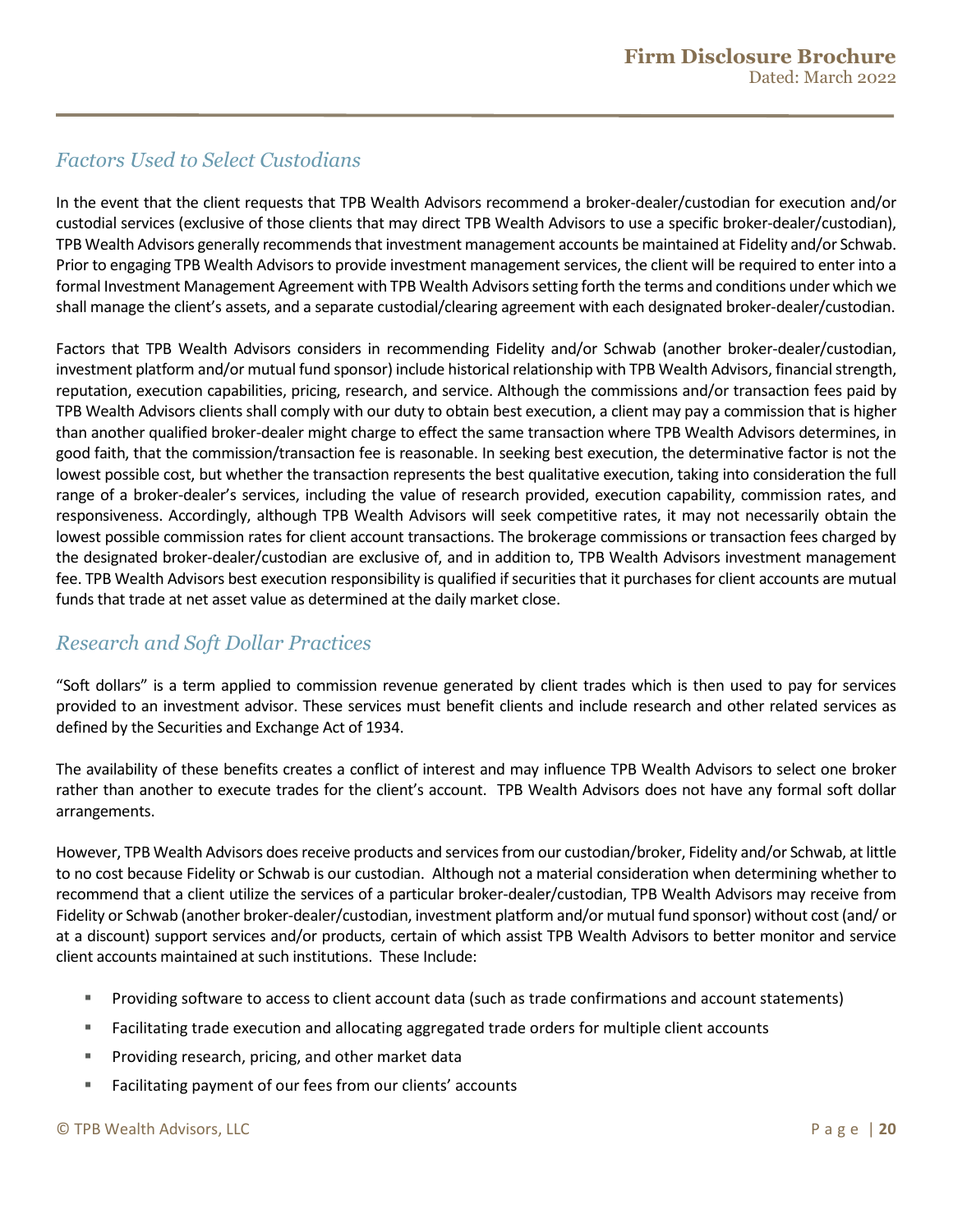## *Factors Used to Select Custodians*

In the event that the client requests that TPB Wealth Advisors recommend a broker-dealer/custodian for execution and/or custodial services (exclusive of those clients that may direct TPB Wealth Advisors to use a specific broker-dealer/custodian), TPB Wealth Advisors generally recommends that investment management accounts be maintained at Fidelity and/or Schwab. Prior to engaging TPB Wealth Advisors to provide investment management services, the client will be required to enter into a formal Investment Management Agreement with TPB Wealth Advisors setting forth the terms and conditions under which we shall manage the client's assets, and a separate custodial/clearing agreement with each designated broker-dealer/custodian.

Factors that TPB Wealth Advisors considers in recommending Fidelity and/or Schwab (another broker-dealer/custodian, investment platform and/or mutual fund sponsor) include historical relationship with TPB Wealth Advisors, financial strength, reputation, execution capabilities, pricing, research, and service. Although the commissions and/or transaction fees paid by TPB Wealth Advisors clients shall comply with our duty to obtain best execution, a client may pay a commission that is higher than another qualified broker-dealer might charge to effect the same transaction where TPB Wealth Advisors determines, in good faith, that the commission/transaction fee is reasonable. In seeking best execution, the determinative factor is not the lowest possible cost, but whether the transaction represents the best qualitative execution, taking into consideration the full range of a broker-dealer's services, including the value of research provided, execution capability, commission rates, and responsiveness. Accordingly, although TPB Wealth Advisors will seek competitive rates, it may not necessarily obtain the lowest possible commission rates for client account transactions. The brokerage commissions or transaction fees charged by the designated broker-dealer/custodian are exclusive of, and in addition to, TPB Wealth Advisors investment management fee. TPB Wealth Advisors best execution responsibility is qualified if securities that it purchases for client accounts are mutual funds that trade at net asset value as determined at the daily market close.

## *Research and Soft Dollar Practices*

"Soft dollars" is a term applied to commission revenue generated by client trades which is then used to pay for services provided to an investment advisor. These services must benefit clients and include research and other related services as defined by the Securities and Exchange Act of 1934.

The availability of these benefits creates a conflict of interest and may influence TPB Wealth Advisors to select one broker rather than another to execute trades for the client's account. TPB Wealth Advisors does not have any formal soft dollar arrangements.

However, TPB Wealth Advisors does receive products and services from our custodian/broker, Fidelity and/or Schwab, at little to no cost because Fidelity or Schwab is our custodian. Although not a material consideration when determining whether to recommend that a client utilize the services of a particular broker-dealer/custodian, TPB Wealth Advisors may receive from Fidelity or Schwab (another broker-dealer/custodian, investment platform and/or mutual fund sponsor) without cost (and/ or at a discount) support services and/or products, certain of which assist TPB Wealth Advisors to better monitor and service client accounts maintained at such institutions. These Include:

- Providing software to access to client account data (such as trade confirmations and account statements)
- Facilitating trade execution and allocating aggregated trade orders for multiple client accounts
- Providing research, pricing, and other market data
- Facilitating payment of our fees from our clients' accounts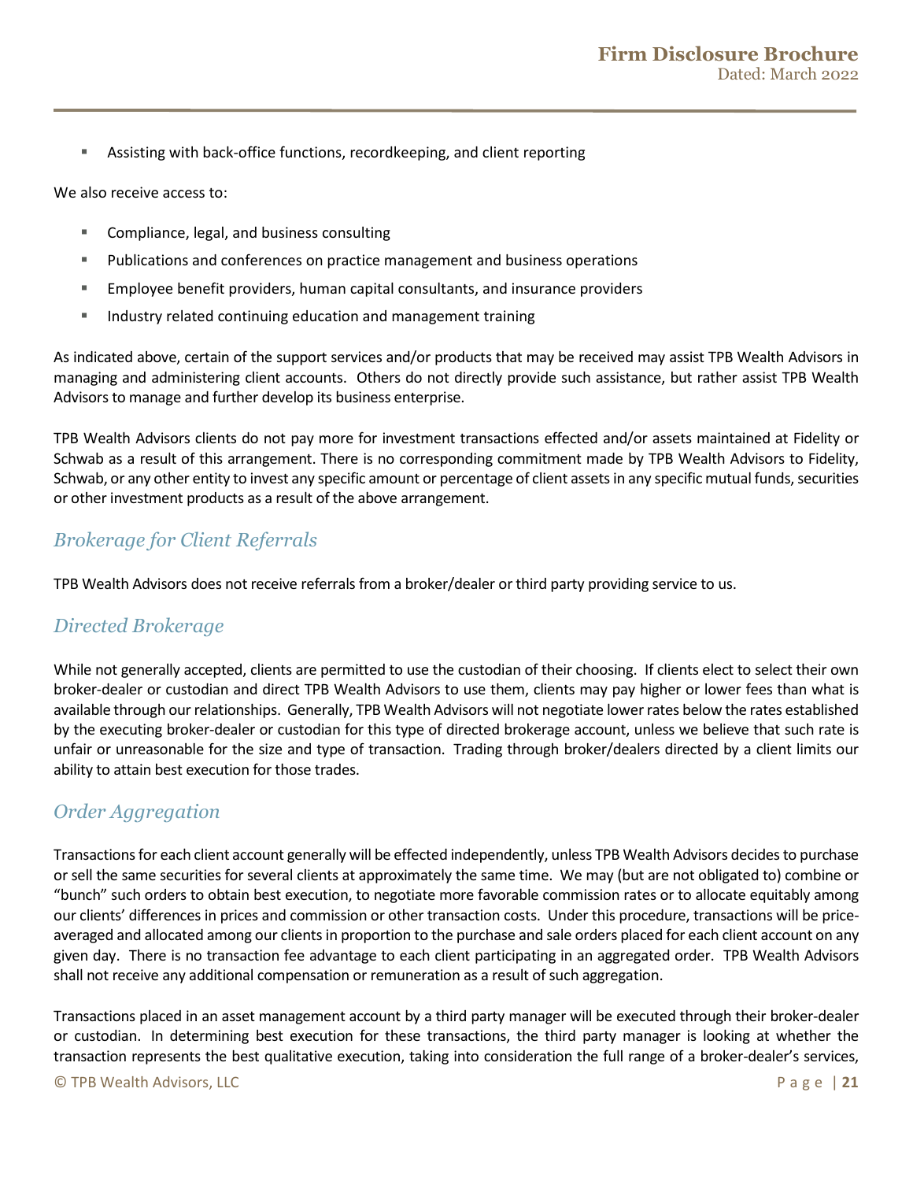- Assisting with back-office functions, recordkeeping, and client reporting

We also receive access to:

- Compliance, legal, and business consulting
- Publications and conferences on practice management and business operations
- Employee benefit providers, human capital consultants, and insurance providers
- Industry related continuing education and management training

As indicated above, certain of the support services and/or products that may be received may assist TPB Wealth Advisors in managing and administering client accounts. Others do not directly provide such assistance, but rather assist TPB Wealth Advisors to manage and further develop its business enterprise.

TPB Wealth Advisors clients do not pay more for investment transactions effected and/or assets maintained at Fidelity or Schwab as a result of this arrangement. There is no corresponding commitment made by TPB Wealth Advisors to Fidelity, Schwab, or any other entity to invest any specific amount or percentage of client assets in any specific mutual funds, securities or other investment products as a result of the above arrangement.

## *Brokerage for Client Referrals*

TPB Wealth Advisors does not receive referrals from a broker/dealer or third party providing service to us.

## *Directed Brokerage*

While not generally accepted, clients are permitted to use the custodian of their choosing. If clients elect to select their own broker-dealer or custodian and direct TPB Wealth Advisors to use them, clients may pay higher or lower fees than what is available through our relationships. Generally, TPB Wealth Advisors will not negotiate lower rates below the rates established by the executing broker-dealer or custodian for this type of directed brokerage account, unless we believe that such rate is unfair or unreasonable for the size and type of transaction. Trading through broker/dealers directed by a client limits our ability to attain best execution for those trades.

## *Order Aggregation*

Transactions for each client account generally will be effected independently, unless TPB Wealth Advisors decides to purchase or sell the same securities for several clients at approximately the same time. We may (but are not obligated to) combine or "bunch" such orders to obtain best execution, to negotiate more favorable commission rates or to allocate equitably among our clients' differences in prices and commission or other transaction costs. Under this procedure, transactions will be price-averaged and allocated among our clients in proportion to the purchase and sale orders placed for each client account on any given day. There is no transaction fee advantage to each client participating in an aggregated order. TPB Wealth Advisors shall not receive any additional compensation or remuneration as a result of such aggregation.

Transactions placed in an asset management account by a third party manager will be executed through their broker-dealer or custodian. In determining best execution for these transactions, the third party manager is looking at whether the transaction represents the best qualitative execution, taking into consideration the full range of a broker-dealer's services,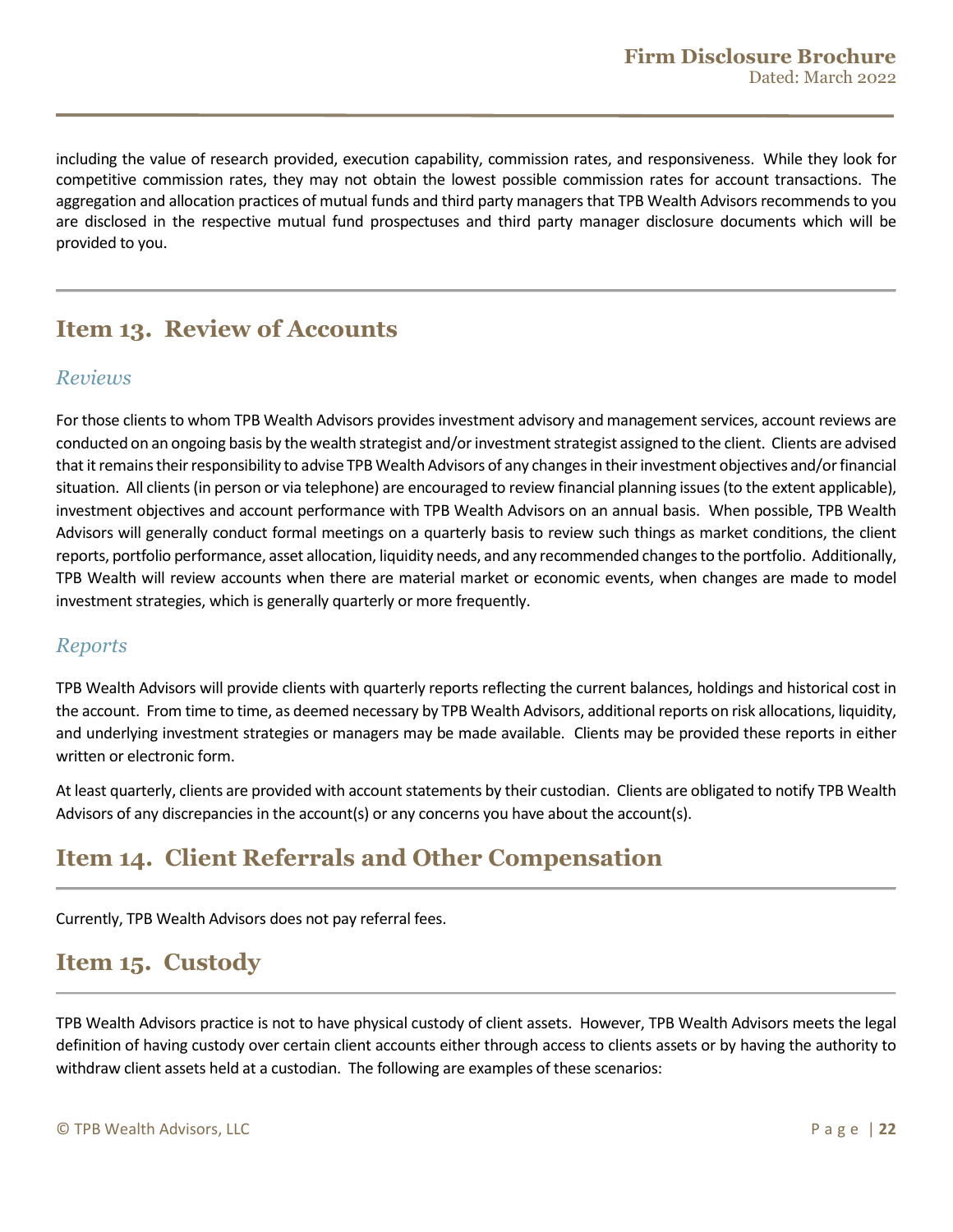including the value of research provided, execution capability, commission rates, and responsiveness. While they look for competitive commission rates, they may not obtain the lowest possible commission rates for account transactions. The aggregation and allocation practices of mutual funds and third party managers that TPB Wealth Advisors recommends to you are disclosed in the respective mutual fund prospectuses and third party manager disclosure documents which will be provided to you.

## Item 13. Review of Accounts

### *Reviews*

For those clients to whom TPB Wealth Advisors provides investment advisory and management services, account reviews are conducted on an ongoing basis by the wealth strategist and/or investment strategist assigned to the client. Clients are advised that it remains their responsibility to advise TPB Wealth Advisors of any changes in their investment objectives and/or financial situation. All clients (in person or via telephone) are encouraged to review financial planning issues (to the extent applicable), investment objectives and account performance with TPB Wealth Advisors on an annual basis. When possible, TPB Wealth Advisors will generally conduct formal meetings on a quarterly basis to review such things as market conditions, the client reports, portfolio performance, asset allocation, liquidity needs, and any recommended changes to the portfolio. Additionally, TPB Wealth will review accounts when there are material market or economic events, when changes are made to model investment strategies, which is generally quarterly or more frequently.

### *Reports*

TPB Wealth Advisors will provide clients with quarterly reports reflecting the current balances, holdings and historical cost in the account. From time to time, as deemed necessary by TPB Wealth Advisors, additional reports on risk allocations, liquidity, and underlying investment strategies or managers may be made available. Clients may be provided these reports in either written or electronic form.

At least quarterly, clients are provided with account statements by their custodian. Clients are obligated to notify TPB Wealth Advisors of any discrepancies in the account(s) or any concerns you have about the account(s).

## Item 14. Client Referrals and Other Compensation

Currently, TPB Wealth Advisors does not pay referral fees.

## Item 15. Custody

TPB Wealth Advisors practice is not to have physical custody of client assets. However, TPB Wealth Advisors meets the legal definition of having custody over certain client accounts either through access to clients assets or by having the authority to withdraw client assets held at a custodian. The following are examples of these scenarios: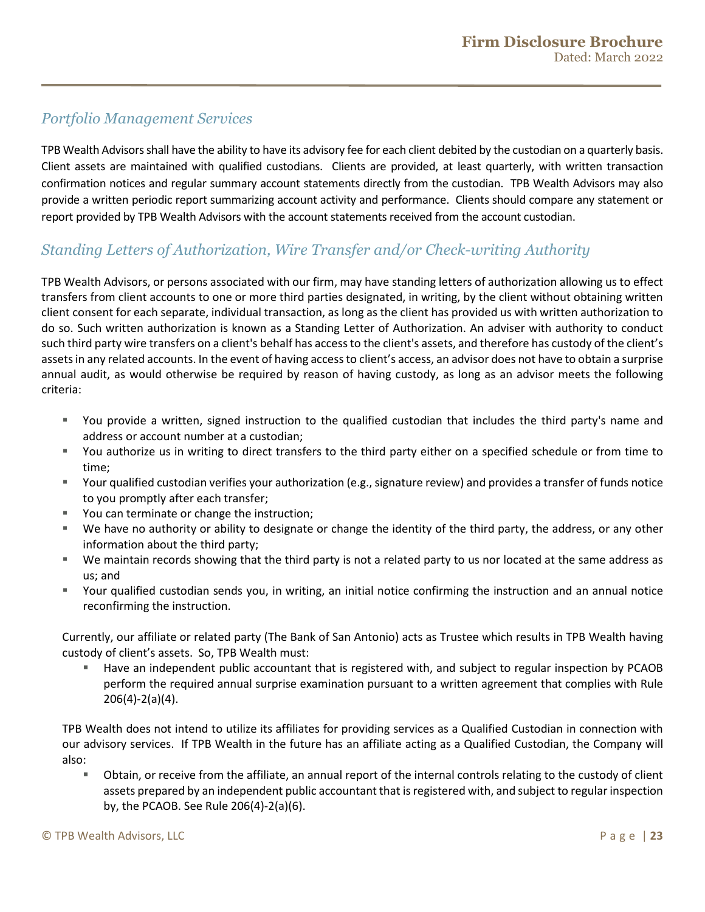## *Portfolio Management Services*

TPB Wealth Advisors shall have the ability to have its advisory fee for each client debited by the custodian on a quarterly basis. Client assets are maintained with qualified custodians. Clients are provided, at least quarterly, with written transaction confirmation notices and regular summary account statements directly from the custodian. TPB Wealth Advisors may also provide a written periodic report summarizing account activity and performance. Clients should compare any statement or report provided by TPB Wealth Advisors with the account statements received from the account custodian.

## *Standing Letters of Authorization, Wire Transfer and/or Check-writing Authority*

TPB Wealth Advisors, or persons associated with our firm, may have standing letters of authorization allowing us to effect transfers from client accounts to one or more third parties designated, in writing, by the client without obtaining written client consent for each separate, individual transaction, as long as the client has provided us with written authorization to do so. Such written authorization is known as a Standing Letter of Authorization. An adviser with authority to conduct such third party wire transfers on a client's behalf has access to the client's assets, and therefore has custody of the client's assets in any related accounts. In the event of having access to client's access, an advisor does not have to obtain a surprise annual audit, as would otherwise be required by reason of having custody, as long as an advisor meets the following criteria:

- You provide a written, signed instruction to the qualified custodian that includes the third party's name and address or account number at a custodian;
- You authorize us in writing to direct transfers to the third party either on a specified schedule or from time to time;
- Your qualified custodian verifies your authorization (e.g., signature review) and provides a transfer of funds notice to you promptly after each transfer;
- You can terminate or change the instruction;
- We have no authority or ability to designate or change the identity of the third party, the address, or any other information about the third party;
- We maintain records showing that the third party is not a related party to us nor located at the same address as us; and
- Your qualified custodian sends you, in writing, an initial notice confirming the instruction and an annual notice reconfirming the instruction.

Currently, our affiliate or related party (The Bank of San Antonio) acts as Trustee which results in TPB Wealth having custody of client's assets. So, TPB Wealth must:

- Have an independent public accountant that is registered with, and subject to regular inspection by PCAOB perform the required annual surprise examination pursuant to a written agreement that complies with Rule 206(4)-2(a)(4).

TPB Wealth does not intend to utilize its affiliates for providing services as a Qualified Custodian in connection with our advisory services. If TPB Wealth in the future has an affiliate acting as a Qualified Custodian, the Company will also:

- Obtain, or receive from the affiliate, an annual report of the internal controls relating to the custody of client assets prepared by an independent public accountant that is registered with, and subject to regular inspection by, the PCAOB. See Rule 206(4)-2(a)(6).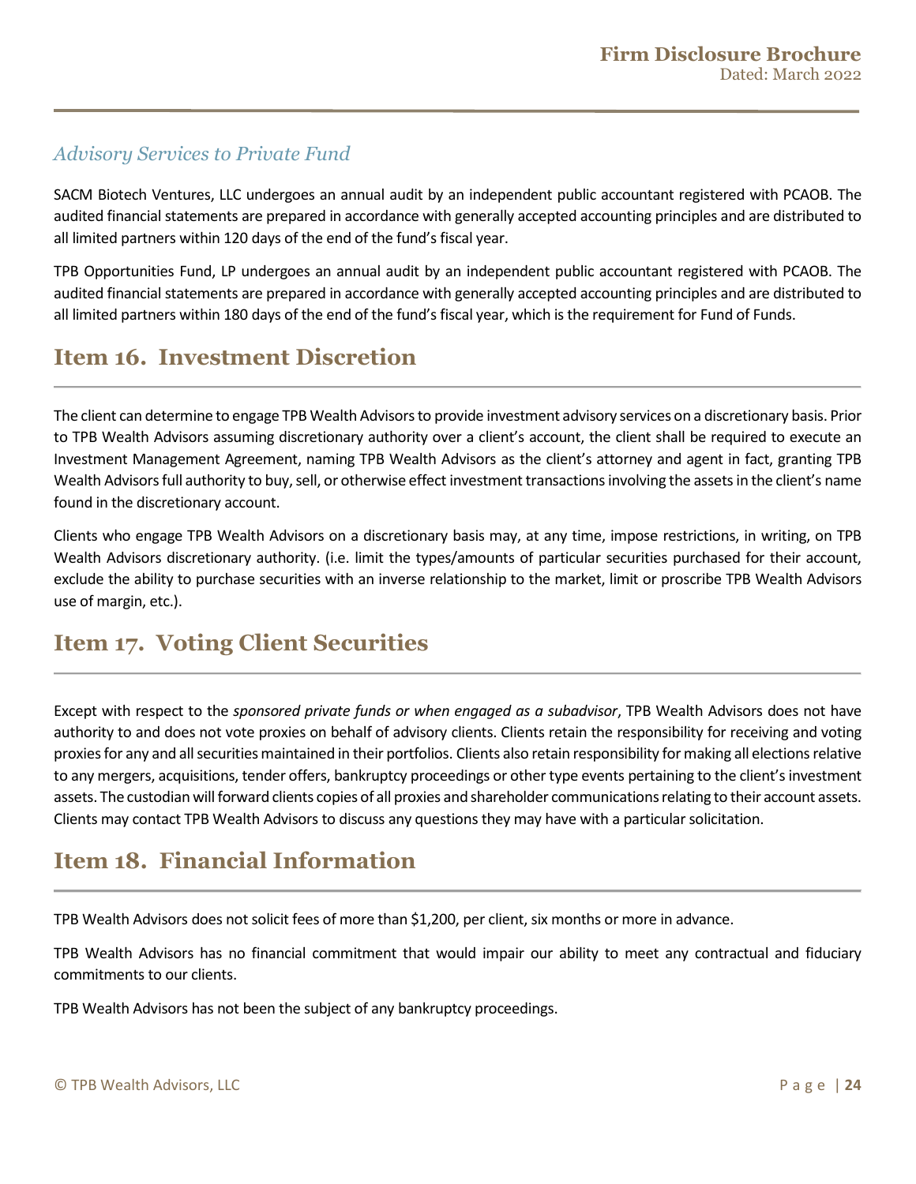### Advisory Services to Private Fund

SACM Biotech Ventures, LLC undergoes an annual audit by an independent public accountant registered with PCAOB. The audited financial statements are prepared in accordance with generally accepted accounting principles and are distributed to all limited partners within 120 days of the end of the fund's fiscal year.

TPB Opportunities Fund, LP undergoes an annual audit by an independent public accountant registered with PCAOB. The audited financial statements are prepared in accordance with generally accepted accounting principles and are distributed to all limited partners within 180 days of the end of the fund's fiscal year, which is the requirement for Fund of Funds.

## Item 16. Investment Discretion

The client can determine to engage TPB Wealth Advisors to provide investment advisory services on a discretionary basis. Prior to TPB Wealth Advisors assuming discretionary authority over a client's account, the client shall be required to execute an Investment Management Agreement, naming TPB Wealth Advisors as the client's attorney and agent in fact, granting TPB Wealth Advisors full authority to buy, sell, or otherwise effect investment transactions involving the assets in the client's name found in the discretionary account.

Clients who engage TPB Wealth Advisors on a discretionary basis may, at any time, impose restrictions, in writing, on TPB Wealth Advisors discretionary authority. (i.e. limit the types/amounts of particular securities purchased for their account, exclude the ability to purchase securities with an inverse relationship to the market, limit or proscribe TPB Wealth Advisors use of margin, etc.).

## Item 17. Voting Client Securities

Except with respect to the *sponsored private funds or when engaged as a subadvisor*, TPB Wealth Advisors does not have authority to and does not vote proxies on behalf of advisory clients. Clients retain the responsibility for receiving and voting proxies for any and all securities maintained in their portfolios. Clients also retain responsibility for making all elections relative to any mergers, acquisitions, tender offers, bankruptcy proceedings or other type events pertaining to the client's investment assets. The custodian will forward clients copies of all proxies and shareholder communications relating to their account assets. Clients may contact TPB Wealth Advisors to discuss any questions they may have with a particular solicitation.

## Item 18. Financial Information

TPB Wealth Advisors does not solicit fees of more than $1,200, per client, six months or more in advance.

TPB Wealth Advisors has no financial commitment that would impair our ability to meet any contractual and fiduciary commitments to our clients.

TPB Wealth Advisors has not been the subject of any bankruptcy proceedings.